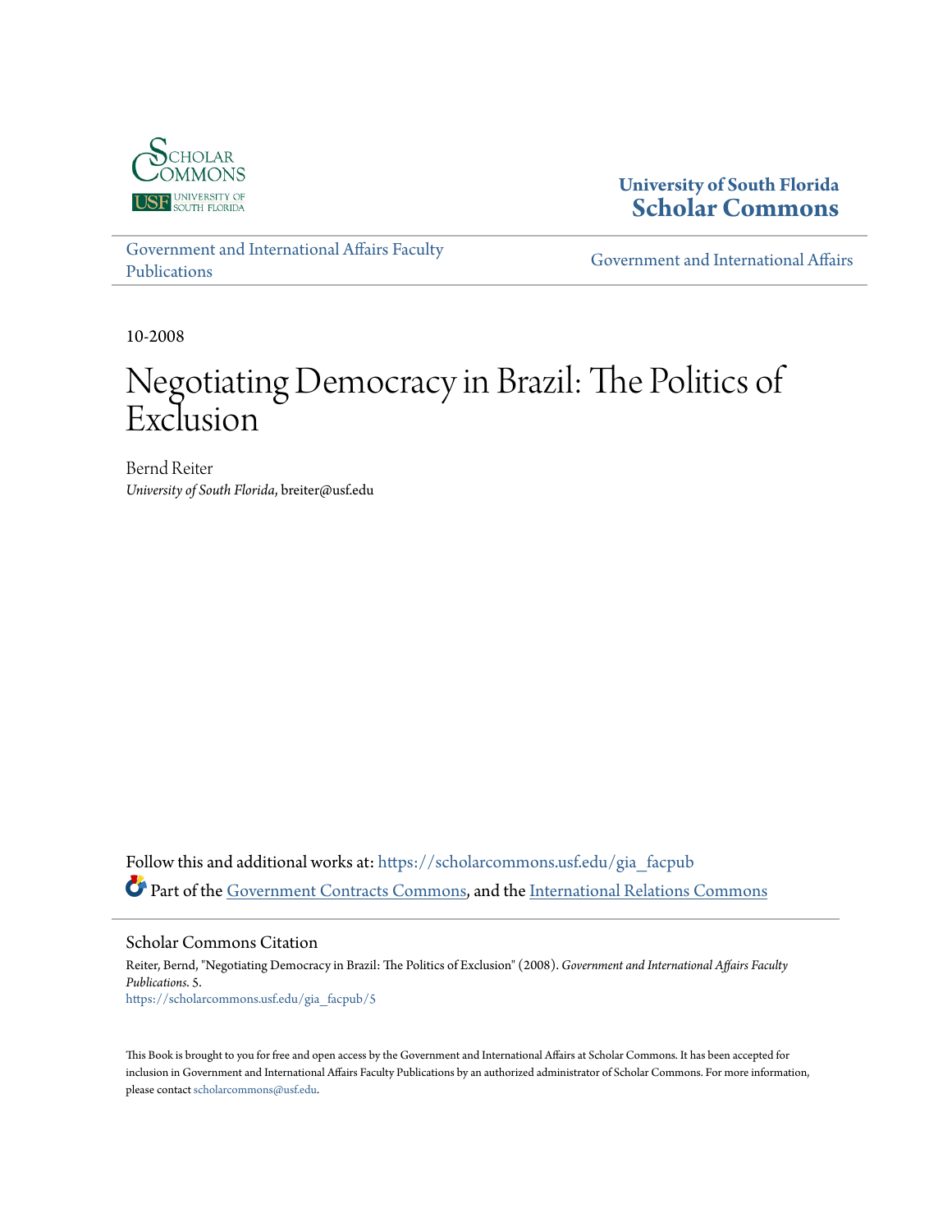University of South Florida
**Scholar Commons**

Government and International Affairs Faculty Publications

Government and International Affairs

10-2008

# Negotiating Democracy in Brazil: The Politics of Exclusion

Bernd Reiter
*University of South Florida*, breiter@usf.edu

Follow this and additional works at: https://scholarcommons.usf.edu/gia_facpub

Part of the Government Contracts Commons, and the International Relations Commons

## Scholar Commons Citation

Reiter, Bernd, "Negotiating Democracy in Brazil: The Politics of Exclusion" (2008). *Government and International Affairs Faculty Publications*. 5.
https://scholarcommons.usf.edu/gia_facpub/5

This Book is brought to you for free and open access by the Government and International Affairs at Scholar Commons. It has been accepted for inclusion in Government and International Affairs Faculty Publications by an authorized administrator of Scholar Commons. For more information, please contact scholarcommons@usf.edu.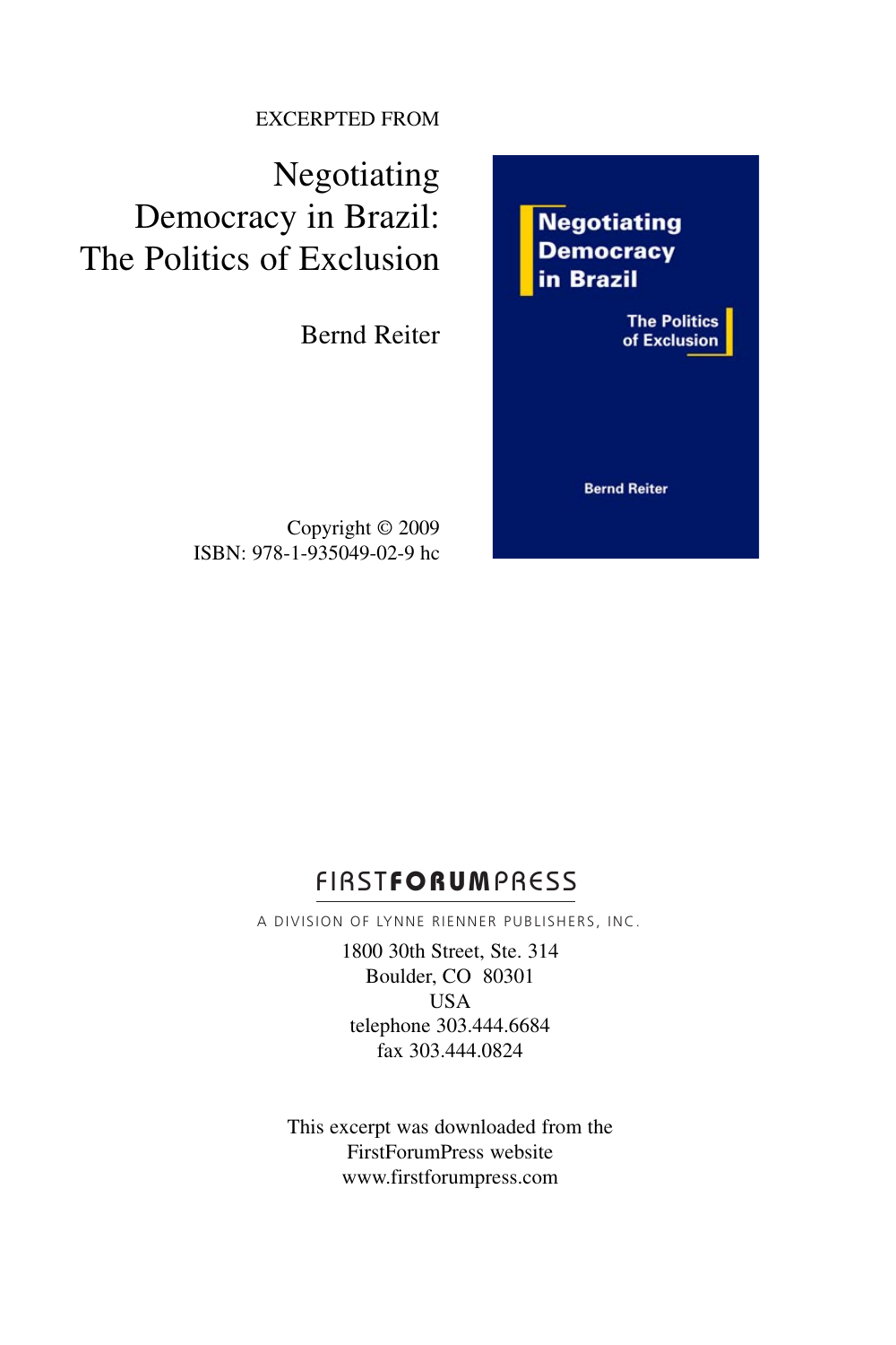EXCERPTED FROM

# Negotiating Democracy in Brazil: The Politics of Exclusion

Bernd Reiter

Copyright © 2009
ISBN: 978-1-935049-02-9 hc

FIRSTFORUMPRESS

A DIVISION OF LYNNE RIENNER PUBLISHERS, INC.

1800 30th Street, Ste. 314
Boulder, CO 80301
USA
telephone 303.444.6684
fax 303.444.0824

This excerpt was downloaded from the FirstForumPress website
www.firstforumpress.com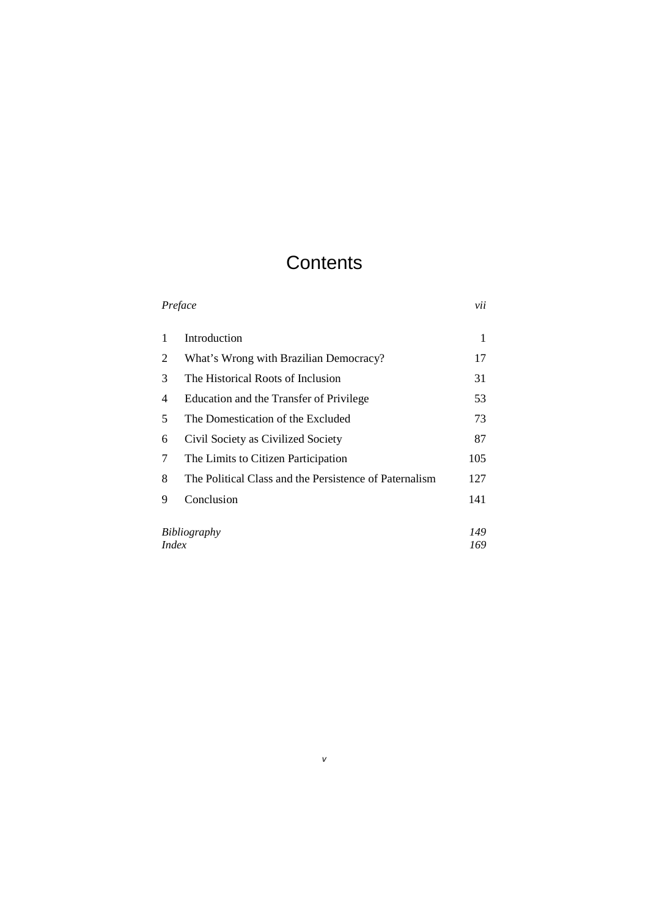# Contents

| | | |
|---|---|---|
| *Preface* | | *vii* |
| 1 | Introduction | 1 |
| 2 | What's Wrong with Brazilian Democracy? | 17 |
| 3 | The Historical Roots of Inclusion | 31 |
| 4 | Education and the Transfer of Privilege | 53 |
| 5 | The Domestication of the Excluded | 73 |
| 6 | Civil Society as Civilized Society | 87 |
| 7 | The Limits to Citizen Participation | 105 |
| 8 | The Political Class and the Persistence of Paternalism | 127 |
| 9 | Conclusion | 141 |
| *Bibliography* | | *149* |
| *Index* | | *169* |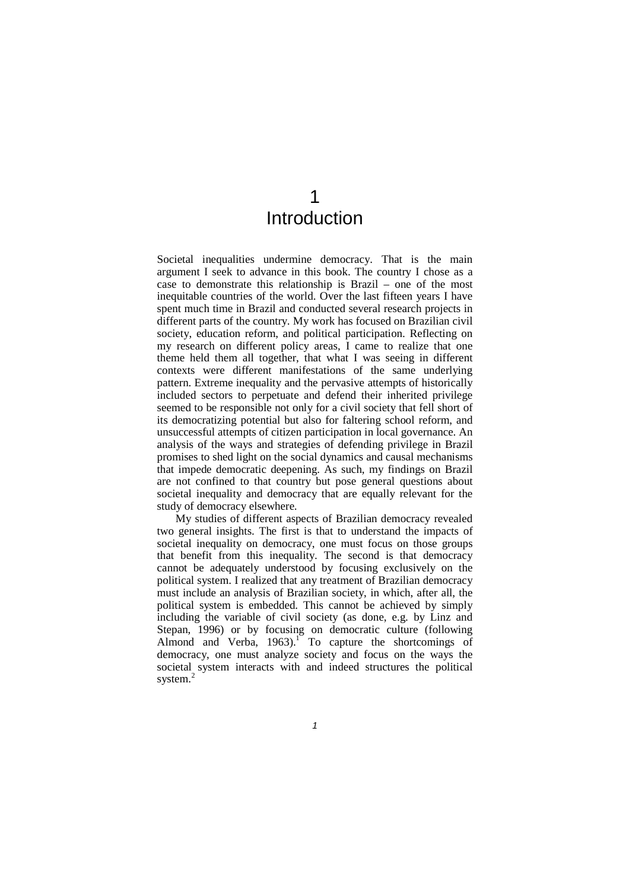# 1 Introduction

Societal inequalities undermine democracy. That is the main argument I seek to advance in this book. The country I chose as a case to demonstrate this relationship is Brazil – one of the most inequitable countries of the world. Over the last fifteen years I have spent much time in Brazil and conducted several research projects in different parts of the country. My work has focused on Brazilian civil society, education reform, and political participation. Reflecting on my research on different policy areas, I came to realize that one theme held them all together, that what I was seeing in different contexts were different manifestations of the same underlying pattern. Extreme inequality and the pervasive attempts of historically included sectors to perpetuate and defend their inherited privilege seemed to be responsible not only for a civil society that fell short of its democratizing potential but also for faltering school reform, and unsuccessful attempts of citizen participation in local governance. An analysis of the ways and strategies of defending privilege in Brazil promises to shed light on the social dynamics and causal mechanisms that impede democratic deepening. As such, my findings on Brazil are not confined to that country but pose general questions about societal inequality and democracy that are equally relevant for the study of democracy elsewhere.

My studies of different aspects of Brazilian democracy revealed two general insights. The first is that to understand the impacts of societal inequality on democracy, one must focus on those groups that benefit from this inequality. The second is that democracy cannot be adequately understood by focusing exclusively on the political system. I realized that any treatment of Brazilian democracy must include an analysis of Brazilian society, in which, after all, the political system is embedded. This cannot be achieved by simply including the variable of civil society (as done, e.g. by Linz and Stepan, 1996) or by focusing on democratic culture (following Almond and Verba, 1963).[1] To capture the shortcomings of democracy, one must analyze society and focus on the ways the societal system interacts with and indeed structures the political system.[2]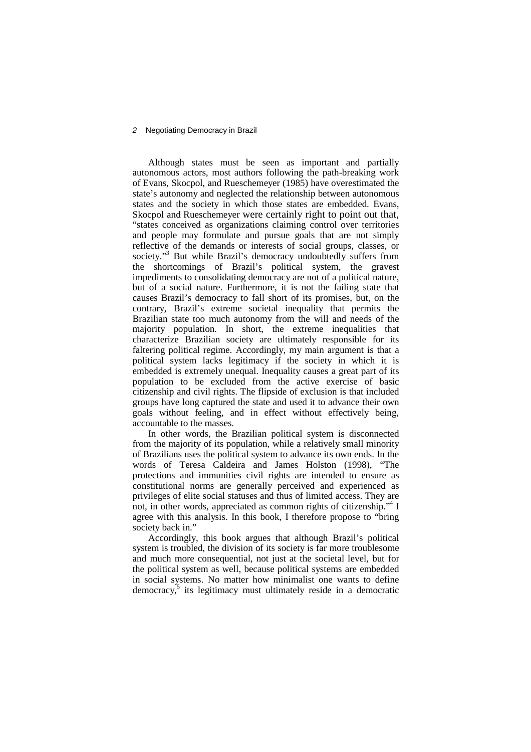Although states must be seen as important and partially autonomous actors, most authors following the path-breaking work of Evans, Skocpol, and Rueschemeyer (1985) have overestimated the state's autonomy and neglected the relationship between autonomous states and the society in which those states are embedded. Evans, Skocpol and Rueschemeyer were certainly right to point out that, "states conceived as organizations claiming control over territories and people may formulate and pursue goals that are not simply reflective of the demands or interests of social groups, classes, or society."[3] But while Brazil's democracy undoubtedly suffers from the shortcomings of Brazil's political system, the gravest impediments to consolidating democracy are not of a political nature, but of a social nature. Furthermore, it is not the failing state that causes Brazil's democracy to fall short of its promises, but, on the contrary, Brazil's extreme societal inequality that permits the Brazilian state too much autonomy from the will and needs of the majority population. In short, the extreme inequalities that characterize Brazilian society are ultimately responsible for its faltering political regime. Accordingly, my main argument is that a political system lacks legitimacy if the society in which it is embedded is extremely unequal. Inequality causes a great part of its population to be excluded from the active exercise of basic citizenship and civil rights. The flipside of exclusion is that included groups have long captured the state and used it to advance their own goals without feeling, and in effect without effectively being, accountable to the masses.

In other words, the Brazilian political system is disconnected from the majority of its population, while a relatively small minority of Brazilians uses the political system to advance its own ends. In the words of Teresa Caldeira and James Holston (1998), "The protections and immunities civil rights are intended to ensure as constitutional norms are generally perceived and experienced as privileges of elite social statuses and thus of limited access. They are not, in other words, appreciated as common rights of citizenship."[4] I agree with this analysis. In this book, I therefore propose to "bring society back in."

Accordingly, this book argues that although Brazil's political system is troubled, the division of its society is far more troublesome and much more consequential, not just at the societal level, but for the political system as well, because political systems are embedded in social systems. No matter how minimalist one wants to define democracy,[5] its legitimacy must ultimately reside in a democratic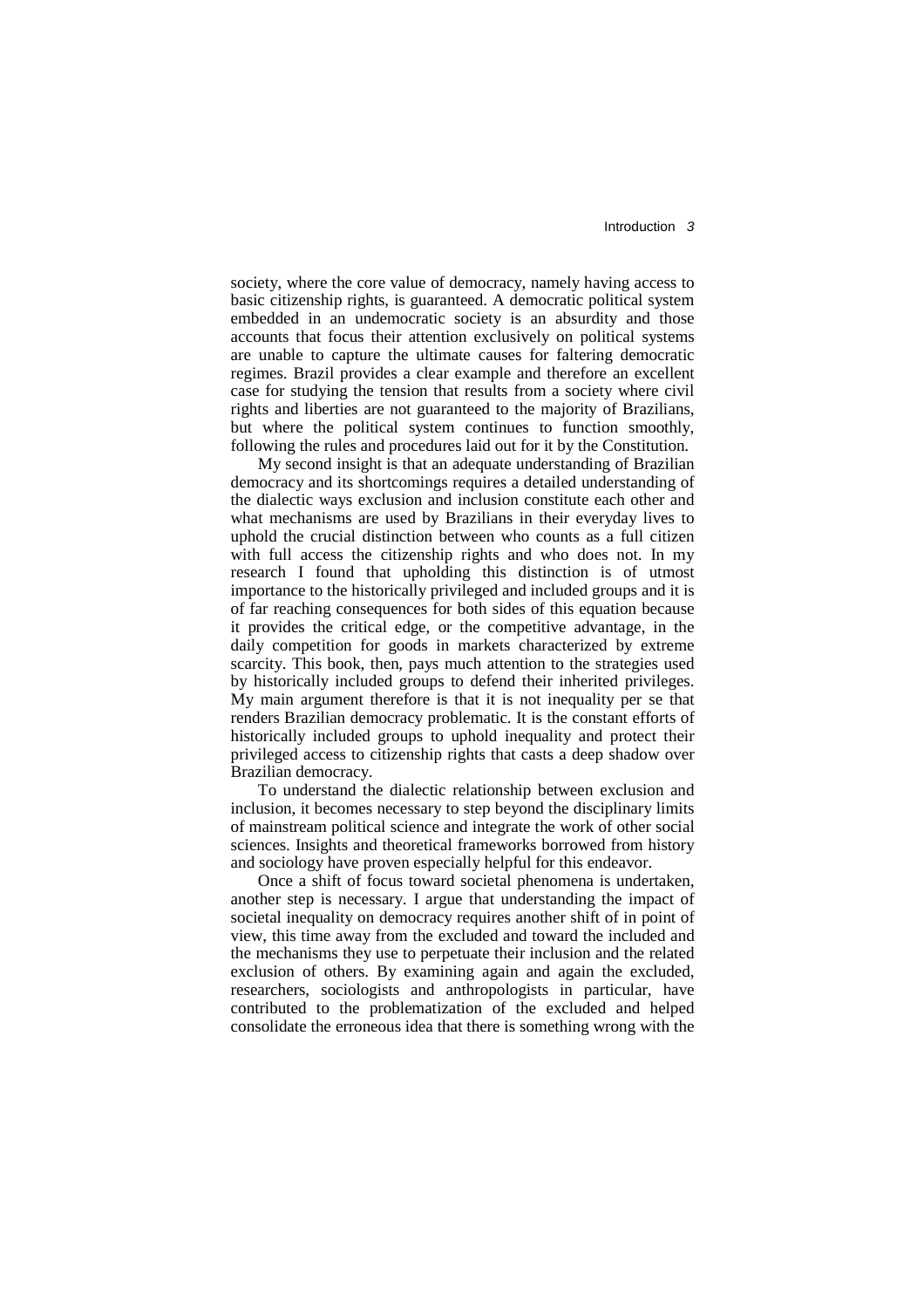society, where the core value of democracy, namely having access to basic citizenship rights, is guaranteed. A democratic political system embedded in an undemocratic society is an absurdity and those accounts that focus their attention exclusively on political systems are unable to capture the ultimate causes for faltering democratic regimes. Brazil provides a clear example and therefore an excellent case for studying the tension that results from a society where civil rights and liberties are not guaranteed to the majority of Brazilians, but where the political system continues to function smoothly, following the rules and procedures laid out for it by the Constitution.

My second insight is that an adequate understanding of Brazilian democracy and its shortcomings requires a detailed understanding of the dialectic ways exclusion and inclusion constitute each other and what mechanisms are used by Brazilians in their everyday lives to uphold the crucial distinction between who counts as a full citizen with full access the citizenship rights and who does not. In my research I found that upholding this distinction is of utmost importance to the historically privileged and included groups and it is of far reaching consequences for both sides of this equation because it provides the critical edge, or the competitive advantage, in the daily competition for goods in markets characterized by extreme scarcity. This book, then, pays much attention to the strategies used by historically included groups to defend their inherited privileges. My main argument therefore is that it is not inequality per se that renders Brazilian democracy problematic. It is the constant efforts of historically included groups to uphold inequality and protect their privileged access to citizenship rights that casts a deep shadow over Brazilian democracy.

To understand the dialectic relationship between exclusion and inclusion, it becomes necessary to step beyond the disciplinary limits of mainstream political science and integrate the work of other social sciences. Insights and theoretical frameworks borrowed from history and sociology have proven especially helpful for this endeavor.

Once a shift of focus toward societal phenomena is undertaken, another step is necessary. I argue that understanding the impact of societal inequality on democracy requires another shift of in point of view, this time away from the excluded and toward the included and the mechanisms they use to perpetuate their inclusion and the related exclusion of others. By examining again and again the excluded, researchers, sociologists and anthropologists in particular, have contributed to the problematization of the excluded and helped consolidate the erroneous idea that there is something wrong with the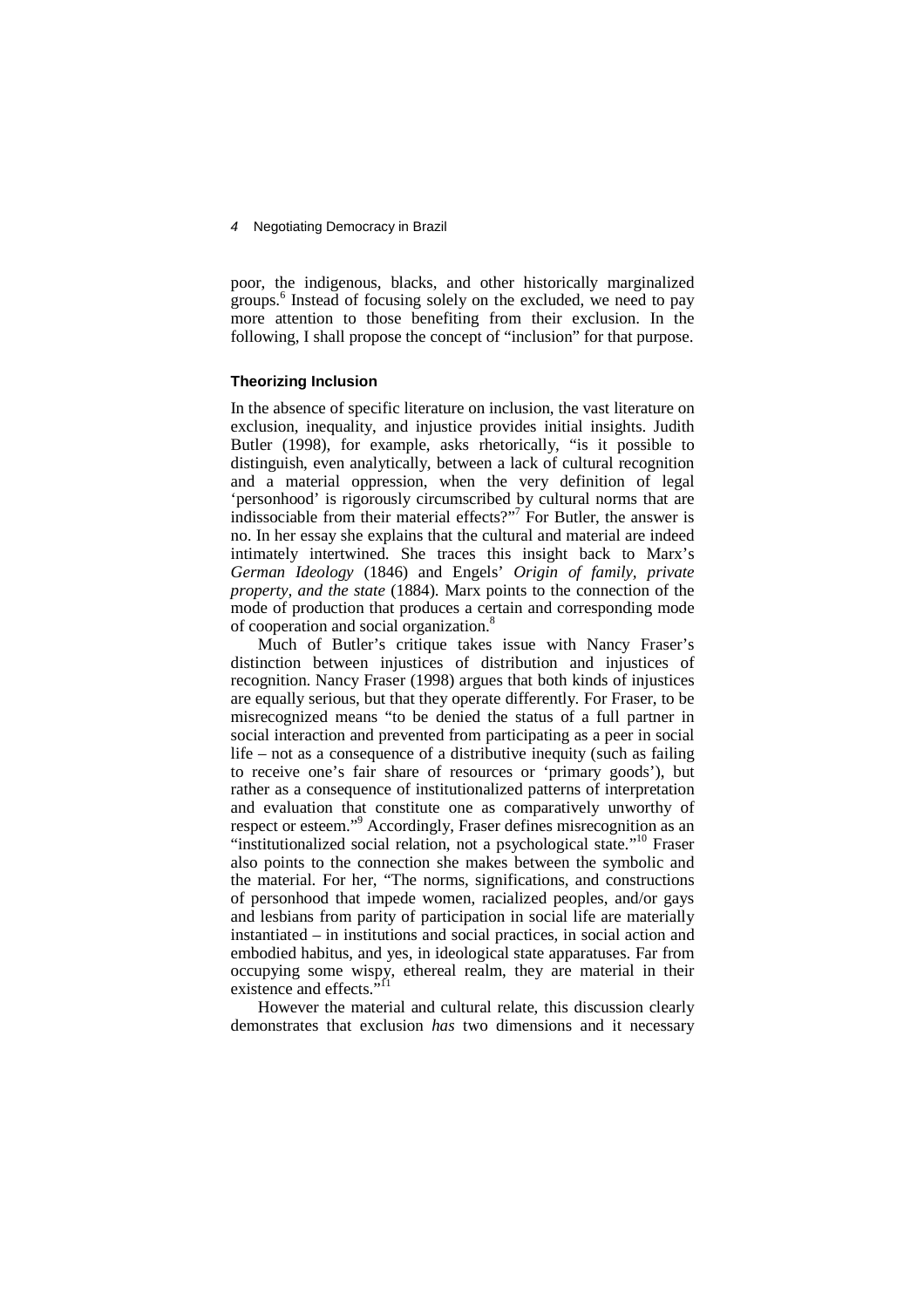poor, the indigenous, blacks, and other historically marginalized groups.[6] Instead of focusing solely on the excluded, we need to pay more attention to those benefiting from their exclusion. In the following, I shall propose the concept of "inclusion" for that purpose.

### Theorizing Inclusion

In the absence of specific literature on inclusion, the vast literature on exclusion, inequality, and injustice provides initial insights. Judith Butler (1998), for example, asks rhetorically, "is it possible to distinguish, even analytically, between a lack of cultural recognition and a material oppression, when the very definition of legal 'personhood' is rigorously circumscribed by cultural norms that are indissociable from their material effects?"[7] For Butler, the answer is no. In her essay she explains that the cultural and material are indeed intimately intertwined. She traces this insight back to Marx's *German Ideology* (1846) and Engels' *Origin of family, private property, and the state* (1884). Marx points to the connection of the mode of production that produces a certain and corresponding mode of cooperation and social organization.[8]

Much of Butler's critique takes issue with Nancy Fraser's distinction between injustices of distribution and injustices of recognition. Nancy Fraser (1998) argues that both kinds of injustices are equally serious, but that they operate differently. For Fraser, to be misrecognized means "to be denied the status of a full partner in social interaction and prevented from participating as a peer in social life – not as a consequence of a distributive inequity (such as failing to receive one's fair share of resources or 'primary goods'), but rather as a consequence of institutionalized patterns of interpretation and evaluation that constitute one as comparatively unworthy of respect or esteem."[9] Accordingly, Fraser defines misrecognition as an "institutionalized social relation, not a psychological state."[10] Fraser also points to the connection she makes between the symbolic and the material. For her, "The norms, significations, and constructions of personhood that impede women, racialized peoples, and/or gays and lesbians from parity of participation in social life are materially instantiated – in institutions and social practices, in social action and embodied habitus, and yes, in ideological state apparatuses. Far from occupying some wispy, ethereal realm, they are material in their existence and effects."[11]

However the material and cultural relate, this discussion clearly demonstrates that exclusion *has* two dimensions and it necessary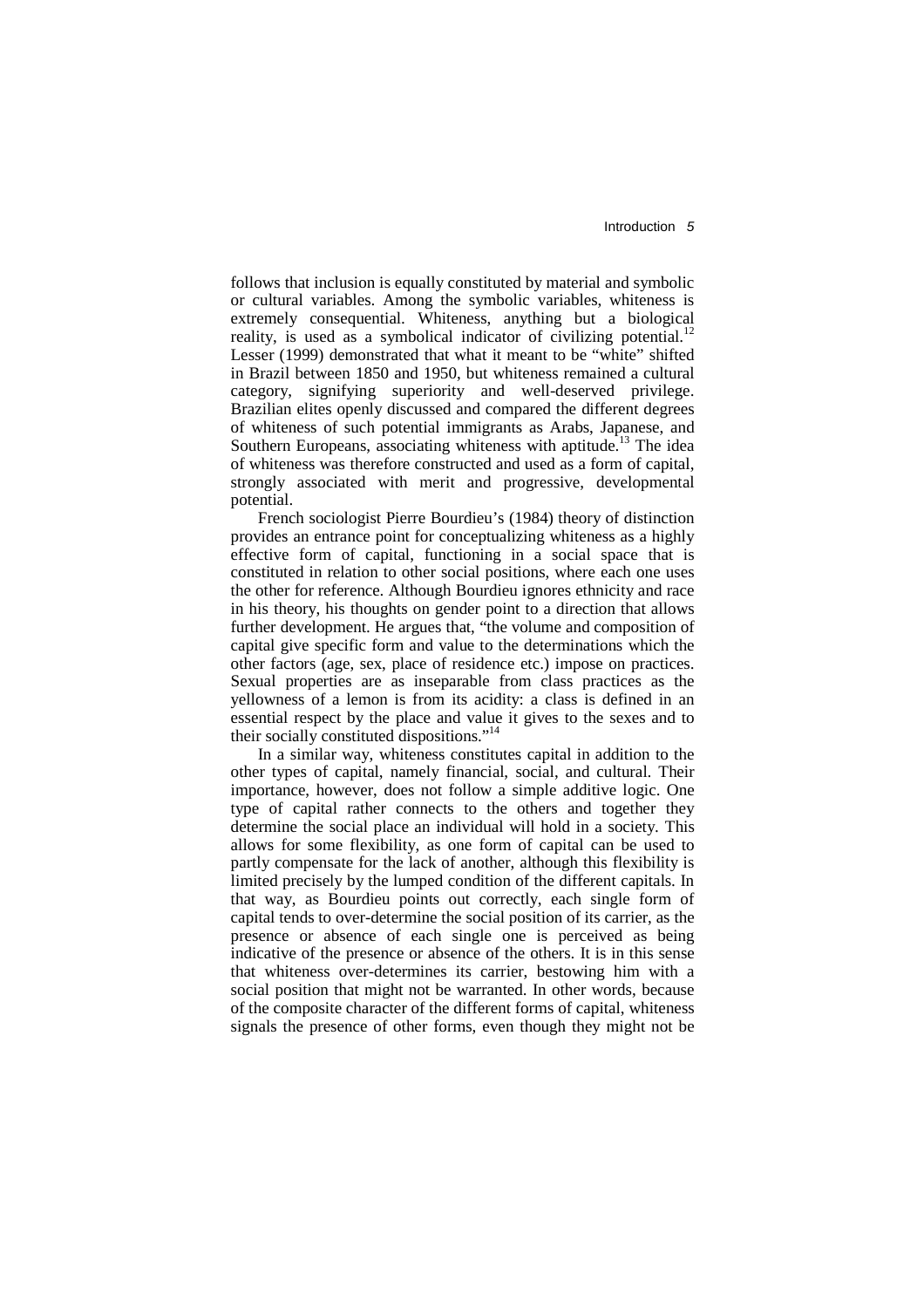follows that inclusion is equally constituted by material and symbolic or cultural variables. Among the symbolic variables, whiteness is extremely consequential. Whiteness, anything but a biological reality, is used as a symbolical indicator of civilizing potential.[12] Lesser (1999) demonstrated that what it meant to be "white" shifted in Brazil between 1850 and 1950, but whiteness remained a cultural category, signifying superiority and well-deserved privilege. Brazilian elites openly discussed and compared the different degrees of whiteness of such potential immigrants as Arabs, Japanese, and Southern Europeans, associating whiteness with aptitude.[13] The idea of whiteness was therefore constructed and used as a form of capital, strongly associated with merit and progressive, developmental potential.

French sociologist Pierre Bourdieu's (1984) theory of distinction provides an entrance point for conceptualizing whiteness as a highly effective form of capital, functioning in a social space that is constituted in relation to other social positions, where each one uses the other for reference. Although Bourdieu ignores ethnicity and race in his theory, his thoughts on gender point to a direction that allows further development. He argues that, "the volume and composition of capital give specific form and value to the determinations which the other factors (age, sex, place of residence etc.) impose on practices. Sexual properties are as inseparable from class practices as the yellowness of a lemon is from its acidity: a class is defined in an essential respect by the place and value it gives to the sexes and to their socially constituted dispositions."[14]

In a similar way, whiteness constitutes capital in addition to the other types of capital, namely financial, social, and cultural. Their importance, however, does not follow a simple additive logic. One type of capital rather connects to the others and together they determine the social place an individual will hold in a society. This allows for some flexibility, as one form of capital can be used to partly compensate for the lack of another, although this flexibility is limited precisely by the lumped condition of the different capitals. In that way, as Bourdieu points out correctly, each single form of capital tends to over-determine the social position of its carrier, as the presence or absence of each single one is perceived as being indicative of the presence or absence of the others. It is in this sense that whiteness over-determines its carrier, bestowing him with a social position that might not be warranted. In other words, because of the composite character of the different forms of capital, whiteness signals the presence of other forms, even though they might not be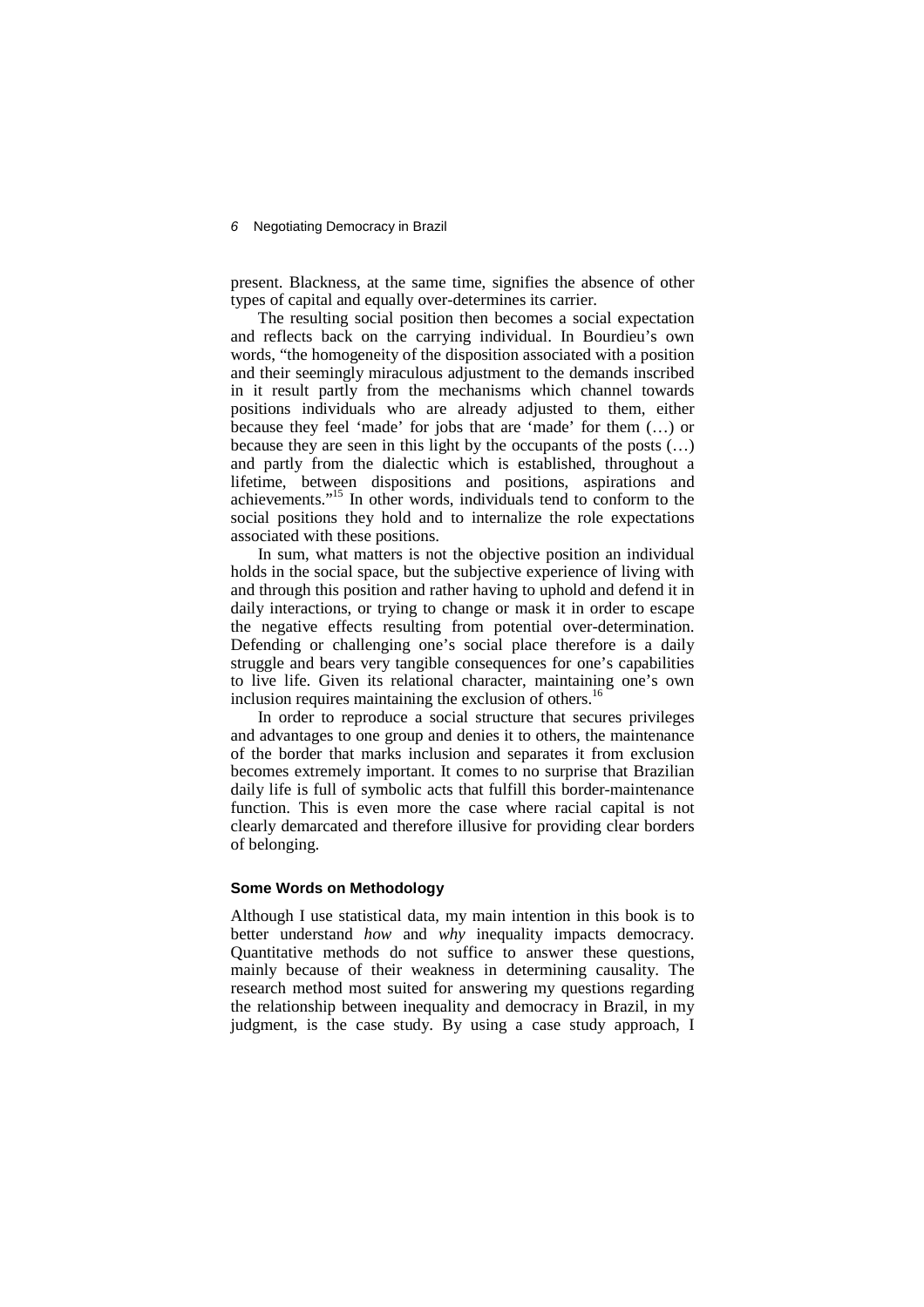present. Blackness, at the same time, signifies the absence of other types of capital and equally over-determines its carrier.

The resulting social position then becomes a social expectation and reflects back on the carrying individual. In Bourdieu's own words, "the homogeneity of the disposition associated with a position and their seemingly miraculous adjustment to the demands inscribed in it result partly from the mechanisms which channel towards positions individuals who are already adjusted to them, either because they feel 'made' for jobs that are 'made' for them (…) or because they are seen in this light by the occupants of the posts (…) and partly from the dialectic which is established, throughout a lifetime, between dispositions and positions, aspirations and achievements."[15] In other words, individuals tend to conform to the social positions they hold and to internalize the role expectations associated with these positions.

In sum, what matters is not the objective position an individual holds in the social space, but the subjective experience of living with and through this position and rather having to uphold and defend it in daily interactions, or trying to change or mask it in order to escape the negative effects resulting from potential over-determination. Defending or challenging one's social place therefore is a daily struggle and bears very tangible consequences for one's capabilities to live life. Given its relational character, maintaining one's own inclusion requires maintaining the exclusion of others.[16]

In order to reproduce a social structure that secures privileges and advantages to one group and denies it to others, the maintenance of the border that marks inclusion and separates it from exclusion becomes extremely important. It comes to no surprise that Brazilian daily life is full of symbolic acts that fulfill this border-maintenance function. This is even more the case where racial capital is not clearly demarcated and therefore illusive for providing clear borders of belonging.

### Some Words on Methodology

Although I use statistical data, my main intention in this book is to better understand *how* and *why* inequality impacts democracy. Quantitative methods do not suffice to answer these questions, mainly because of their weakness in determining causality. The research method most suited for answering my questions regarding the relationship between inequality and democracy in Brazil, in my judgment, is the case study. By using a case study approach, I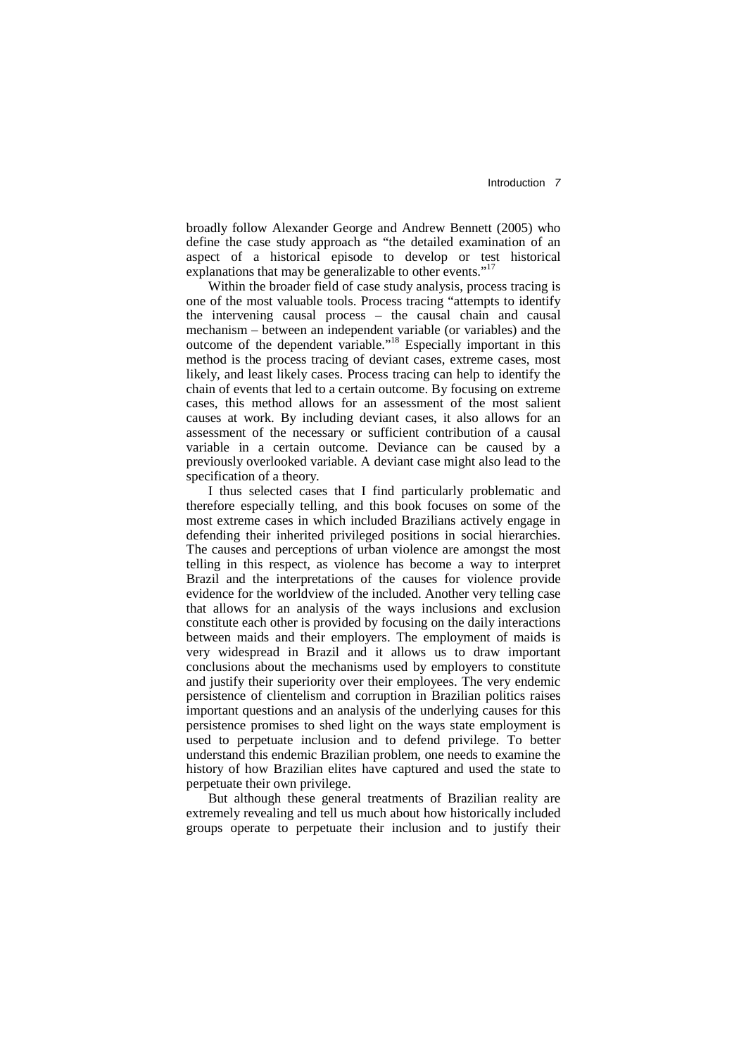broadly follow Alexander George and Andrew Bennett (2005) who define the case study approach as "the detailed examination of an aspect of a historical episode to develop or test historical explanations that may be generalizable to other events."[17]

Within the broader field of case study analysis, process tracing is one of the most valuable tools. Process tracing "attempts to identify the intervening causal process – the causal chain and causal mechanism – between an independent variable (or variables) and the outcome of the dependent variable."[18] Especially important in this method is the process tracing of deviant cases, extreme cases, most likely, and least likely cases. Process tracing can help to identify the chain of events that led to a certain outcome. By focusing on extreme cases, this method allows for an assessment of the most salient causes at work. By including deviant cases, it also allows for an assessment of the necessary or sufficient contribution of a causal variable in a certain outcome. Deviance can be caused by a previously overlooked variable. A deviant case might also lead to the specification of a theory.

I thus selected cases that I find particularly problematic and therefore especially telling, and this book focuses on some of the most extreme cases in which included Brazilians actively engage in defending their inherited privileged positions in social hierarchies. The causes and perceptions of urban violence are amongst the most telling in this respect, as violence has become a way to interpret Brazil and the interpretations of the causes for violence provide evidence for the worldview of the included. Another very telling case that allows for an analysis of the ways inclusions and exclusion constitute each other is provided by focusing on the daily interactions between maids and their employers. The employment of maids is very widespread in Brazil and it allows us to draw important conclusions about the mechanisms used by employers to constitute and justify their superiority over their employees. The very endemic persistence of clientelism and corruption in Brazilian politics raises important questions and an analysis of the underlying causes for this persistence promises to shed light on the ways state employment is used to perpetuate inclusion and to defend privilege. To better understand this endemic Brazilian problem, one needs to examine the history of how Brazilian elites have captured and used the state to perpetuate their own privilege.

But although these general treatments of Brazilian reality are extremely revealing and tell us much about how historically included groups operate to perpetuate their inclusion and to justify their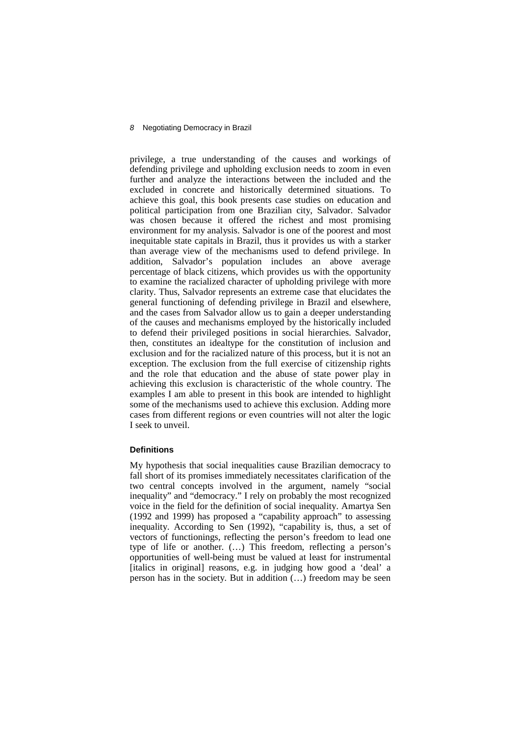privilege, a true understanding of the causes and workings of defending privilege and upholding exclusion needs to zoom in even further and analyze the interactions between the included and the excluded in concrete and historically determined situations. To achieve this goal, this book presents case studies on education and political participation from one Brazilian city, Salvador. Salvador was chosen because it offered the richest and most promising environment for my analysis. Salvador is one of the poorest and most inequitable state capitals in Brazil, thus it provides us with a starker than average view of the mechanisms used to defend privilege. In addition, Salvador's population includes an above average percentage of black citizens, which provides us with the opportunity to examine the racialized character of upholding privilege with more clarity. Thus, Salvador represents an extreme case that elucidates the general functioning of defending privilege in Brazil and elsewhere, and the cases from Salvador allow us to gain a deeper understanding of the causes and mechanisms employed by the historically included to defend their privileged positions in social hierarchies. Salvador, then, constitutes an idealtype for the constitution of inclusion and exclusion and for the racialized nature of this process, but it is not an exception. The exclusion from the full exercise of citizenship rights and the role that education and the abuse of state power play in achieving this exclusion is characteristic of the whole country. The examples I am able to present in this book are intended to highlight some of the mechanisms used to achieve this exclusion. Adding more cases from different regions or even countries will not alter the logic I seek to unveil.

### Definitions

My hypothesis that social inequalities cause Brazilian democracy to fall short of its promises immediately necessitates clarification of the two central concepts involved in the argument, namely "social inequality" and "democracy." I rely on probably the most recognized voice in the field for the definition of social inequality. Amartya Sen (1992 and 1999) has proposed a "capability approach" to assessing inequality. According to Sen (1992), "capability is, thus, a set of vectors of functionings, reflecting the person's freedom to lead one type of life or another. (…) This freedom, reflecting a person's opportunities of well-being must be valued at least for instrumental [italics in original] reasons, e.g. in judging how good a 'deal' a person has in the society. But in addition (…) freedom may be seen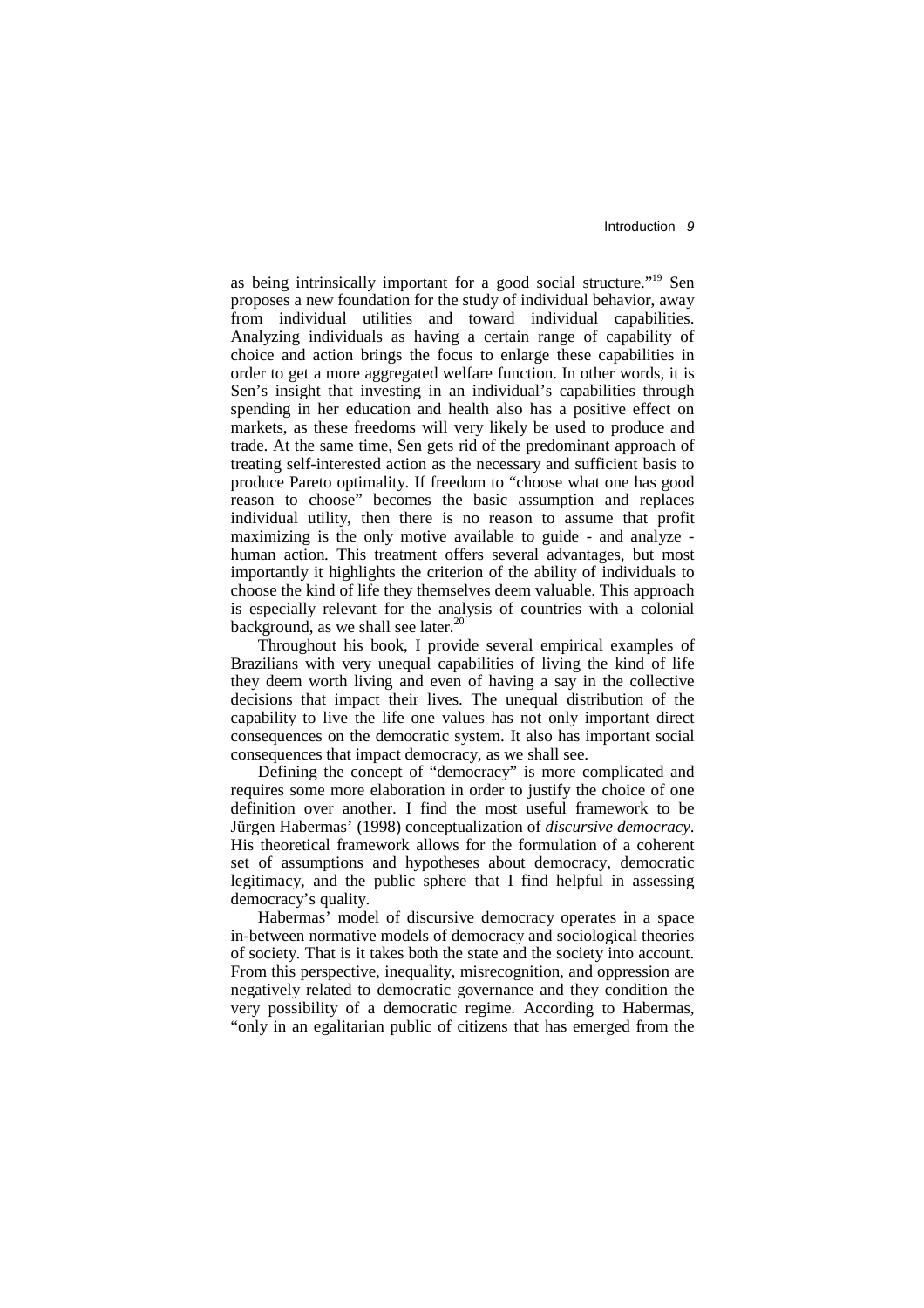as being intrinsically important for a good social structure."[19] Sen proposes a new foundation for the study of individual behavior, away from individual utilities and toward individual capabilities. Analyzing individuals as having a certain range of capability of choice and action brings the focus to enlarge these capabilities in order to get a more aggregated welfare function. In other words, it is Sen's insight that investing in an individual's capabilities through spending in her education and health also has a positive effect on markets, as these freedoms will very likely be used to produce and trade. At the same time, Sen gets rid of the predominant approach of treating self-interested action as the necessary and sufficient basis to produce Pareto optimality. If freedom to "choose what one has good reason to choose" becomes the basic assumption and replaces individual utility, then there is no reason to assume that profit maximizing is the only motive available to guide - and analyze - human action. This treatment offers several advantages, but most importantly it highlights the criterion of the ability of individuals to choose the kind of life they themselves deem valuable. This approach is especially relevant for the analysis of countries with a colonial background, as we shall see later.[20]

Throughout his book, I provide several empirical examples of Brazilians with very unequal capabilities of living the kind of life they deem worth living and even of having a say in the collective decisions that impact their lives. The unequal distribution of the capability to live the life one values has not only important direct consequences on the democratic system. It also has important social consequences that impact democracy, as we shall see.

Defining the concept of "democracy" is more complicated and requires some more elaboration in order to justify the choice of one definition over another. I find the most useful framework to be Jürgen Habermas' (1998) conceptualization of *discursive democracy*. His theoretical framework allows for the formulation of a coherent set of assumptions and hypotheses about democracy, democratic legitimacy, and the public sphere that I find helpful in assessing democracy's quality.

Habermas' model of discursive democracy operates in a space in-between normative models of democracy and sociological theories of society. That is it takes both the state and the society into account. From this perspective, inequality, misrecognition, and oppression are negatively related to democratic governance and they condition the very possibility of a democratic regime. According to Habermas, "only in an egalitarian public of citizens that has emerged from the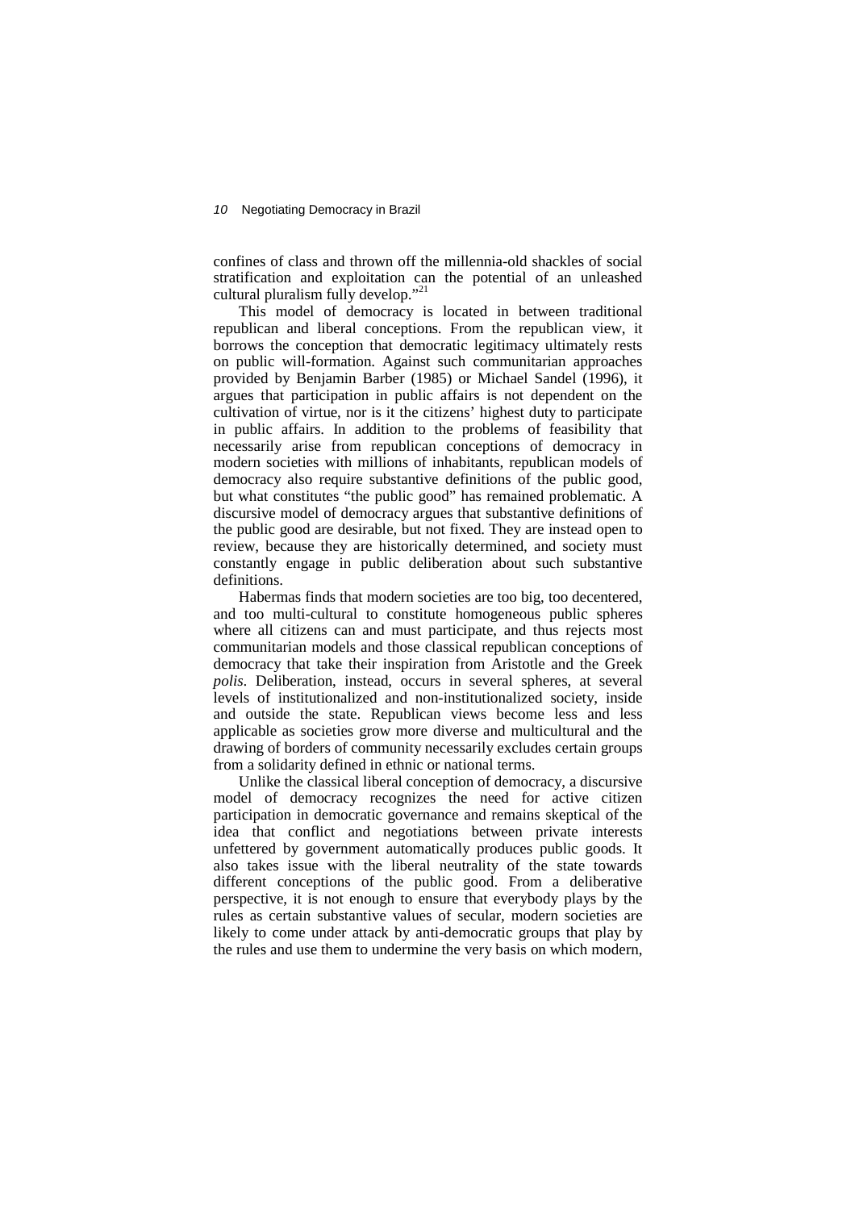confines of class and thrown off the millennia-old shackles of social stratification and exploitation can the potential of an unleashed cultural pluralism fully develop."[21]

This model of democracy is located in between traditional republican and liberal conceptions. From the republican view, it borrows the conception that democratic legitimacy ultimately rests on public will-formation. Against such communitarian approaches provided by Benjamin Barber (1985) or Michael Sandel (1996), it argues that participation in public affairs is not dependent on the cultivation of virtue, nor is it the citizens' highest duty to participate in public affairs. In addition to the problems of feasibility that necessarily arise from republican conceptions of democracy in modern societies with millions of inhabitants, republican models of democracy also require substantive definitions of the public good, but what constitutes "the public good" has remained problematic. A discursive model of democracy argues that substantive definitions of the public good are desirable, but not fixed. They are instead open to review, because they are historically determined, and society must constantly engage in public deliberation about such substantive definitions.

Habermas finds that modern societies are too big, too decentered, and too multi-cultural to constitute homogeneous public spheres where all citizens can and must participate, and thus rejects most communitarian models and those classical republican conceptions of democracy that take their inspiration from Aristotle and the Greek *polis*. Deliberation, instead, occurs in several spheres, at several levels of institutionalized and non-institutionalized society, inside and outside the state. Republican views become less and less applicable as societies grow more diverse and multicultural and the drawing of borders of community necessarily excludes certain groups from a solidarity defined in ethnic or national terms.

Unlike the classical liberal conception of democracy, a discursive model of democracy recognizes the need for active citizen participation in democratic governance and remains skeptical of the idea that conflict and negotiations between private interests unfettered by government automatically produces public goods. It also takes issue with the liberal neutrality of the state towards different conceptions of the public good. From a deliberative perspective, it is not enough to ensure that everybody plays by the rules as certain substantive values of secular, modern societies are likely to come under attack by anti-democratic groups that play by the rules and use them to undermine the very basis on which modern,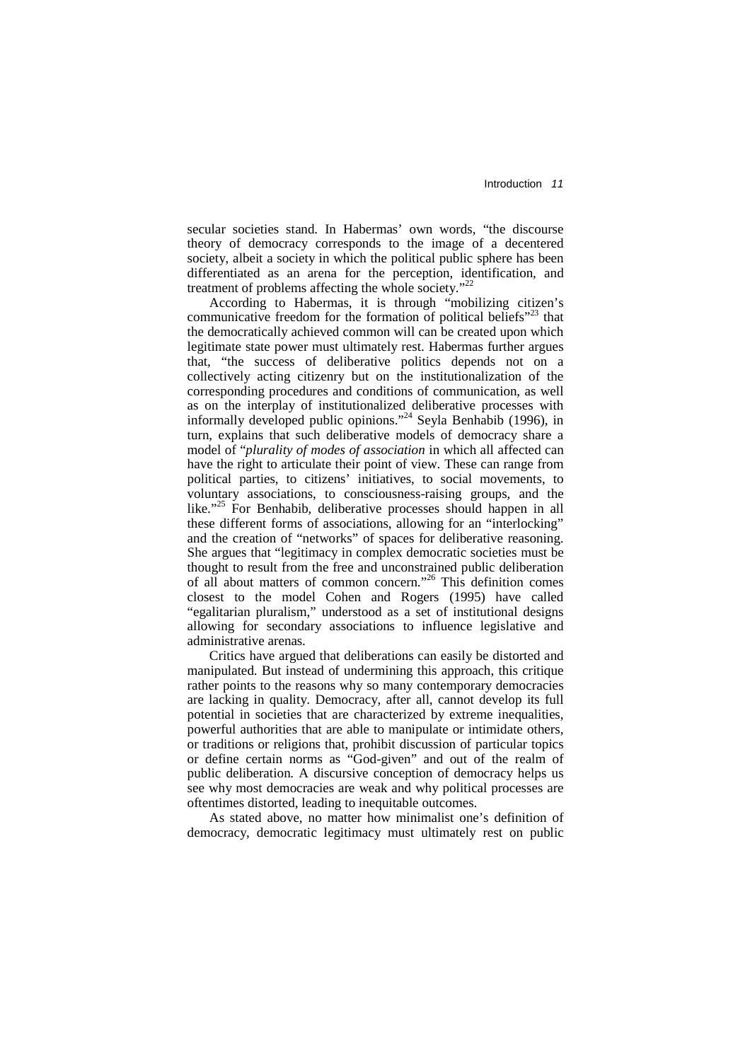secular societies stand. In Habermas' own words, "the discourse theory of democracy corresponds to the image of a decentered society, albeit a society in which the political public sphere has been differentiated as an arena for the perception, identification, and treatment of problems affecting the whole society."[22]

According to Habermas, it is through "mobilizing citizen's communicative freedom for the formation of political beliefs"[23] that the democratically achieved common will can be created upon which legitimate state power must ultimately rest. Habermas further argues that, "the success of deliberative politics depends not on a collectively acting citizenry but on the institutionalization of the corresponding procedures and conditions of communication, as well as on the interplay of institutionalized deliberative processes with informally developed public opinions."[24] Seyla Benhabib (1996), in turn, explains that such deliberative models of democracy share a model of "*plurality of modes of association* in which all affected can have the right to articulate their point of view. These can range from political parties, to citizens' initiatives, to social movements, to voluntary associations, to consciousness-raising groups, and the like."[25] For Benhabib, deliberative processes should happen in all these different forms of associations, allowing for an "interlocking" and the creation of "networks" of spaces for deliberative reasoning. She argues that "legitimacy in complex democratic societies must be thought to result from the free and unconstrained public deliberation of all about matters of common concern."[26] This definition comes closest to the model Cohen and Rogers (1995) have called "egalitarian pluralism," understood as a set of institutional designs allowing for secondary associations to influence legislative and administrative arenas.

Critics have argued that deliberations can easily be distorted and manipulated. But instead of undermining this approach, this critique rather points to the reasons why so many contemporary democracies are lacking in quality. Democracy, after all, cannot develop its full potential in societies that are characterized by extreme inequalities, powerful authorities that are able to manipulate or intimidate others, or traditions or religions that, prohibit discussion of particular topics or define certain norms as "God-given" and out of the realm of public deliberation. A discursive conception of democracy helps us see why most democracies are weak and why political processes are oftentimes distorted, leading to inequitable outcomes.

As stated above, no matter how minimalist one's definition of democracy, democratic legitimacy must ultimately rest on public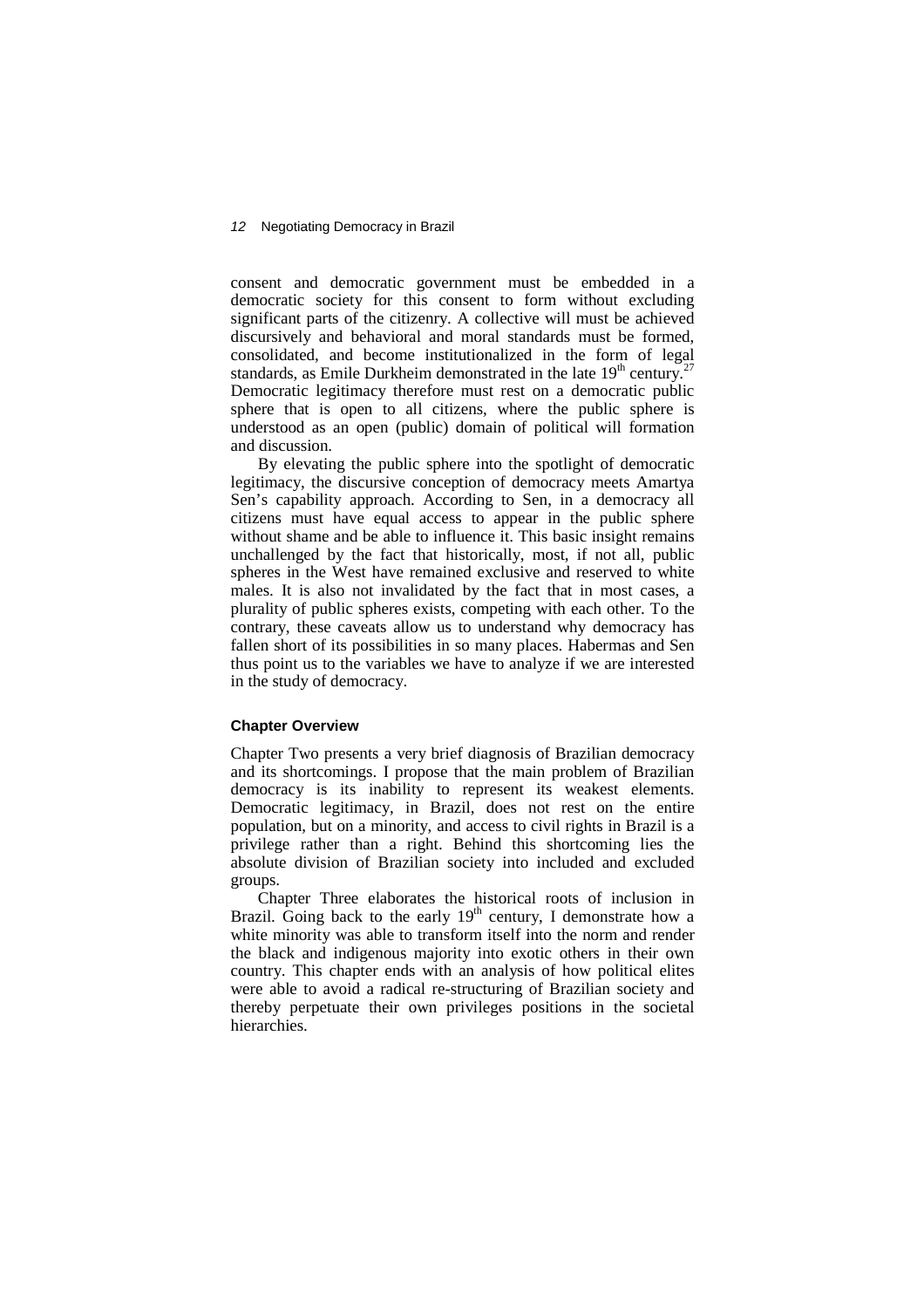consent and democratic government must be embedded in a democratic society for this consent to form without excluding significant parts of the citizenry. A collective will must be achieved discursively and behavioral and moral standards must be formed, consolidated, and become institutionalized in the form of legal standards, as Emile Durkheim demonstrated in the late 19th century.[27] Democratic legitimacy therefore must rest on a democratic public sphere that is open to all citizens, where the public sphere is understood as an open (public) domain of political will formation and discussion.

By elevating the public sphere into the spotlight of democratic legitimacy, the discursive conception of democracy meets Amartya Sen's capability approach. According to Sen, in a democracy all citizens must have equal access to appear in the public sphere without shame and be able to influence it. This basic insight remains unchallenged by the fact that historically, most, if not all, public spheres in the West have remained exclusive and reserved to white males. It is also not invalidated by the fact that in most cases, a plurality of public spheres exists, competing with each other. To the contrary, these caveats allow us to understand why democracy has fallen short of its possibilities in so many places. Habermas and Sen thus point us to the variables we have to analyze if we are interested in the study of democracy.

#### Chapter Overview

Chapter Two presents a very brief diagnosis of Brazilian democracy and its shortcomings. I propose that the main problem of Brazilian democracy is its inability to represent its weakest elements. Democratic legitimacy, in Brazil, does not rest on the entire population, but on a minority, and access to civil rights in Brazil is a privilege rather than a right. Behind this shortcoming lies the absolute division of Brazilian society into included and excluded groups.

Chapter Three elaborates the historical roots of inclusion in Brazil. Going back to the early 19th century, I demonstrate how a white minority was able to transform itself into the norm and render the black and indigenous majority into exotic others in their own country. This chapter ends with an analysis of how political elites were able to avoid a radical re-structuring of Brazilian society and thereby perpetuate their own privileges positions in the societal hierarchies.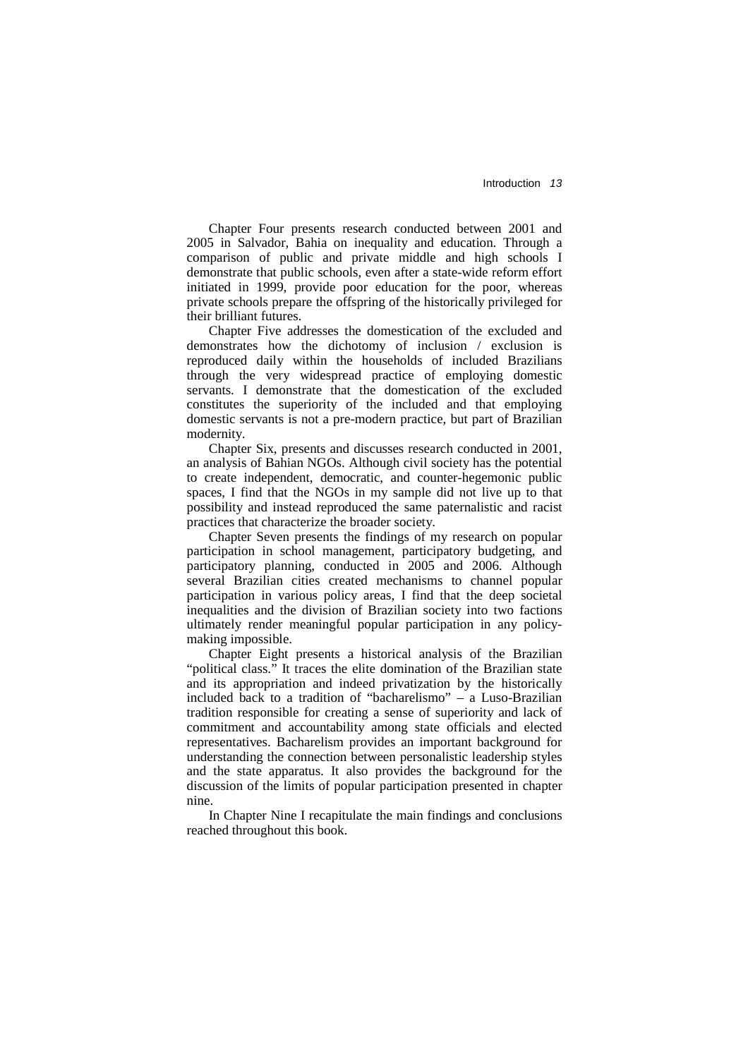Chapter Four presents research conducted between 2001 and 2005 in Salvador, Bahia on inequality and education. Through a comparison of public and private middle and high schools I demonstrate that public schools, even after a state-wide reform effort initiated in 1999, provide poor education for the poor, whereas private schools prepare the offspring of the historically privileged for their brilliant futures.

Chapter Five addresses the domestication of the excluded and demonstrates how the dichotomy of inclusion / exclusion is reproduced daily within the households of included Brazilians through the very widespread practice of employing domestic servants. I demonstrate that the domestication of the excluded constitutes the superiority of the included and that employing domestic servants is not a pre-modern practice, but part of Brazilian modernity.

Chapter Six, presents and discusses research conducted in 2001, an analysis of Bahian NGOs. Although civil society has the potential to create independent, democratic, and counter-hegemonic public spaces, I find that the NGOs in my sample did not live up to that possibility and instead reproduced the same paternalistic and racist practices that characterize the broader society.

Chapter Seven presents the findings of my research on popular participation in school management, participatory budgeting, and participatory planning, conducted in 2005 and 2006. Although several Brazilian cities created mechanisms to channel popular participation in various policy areas, I find that the deep societal inequalities and the division of Brazilian society into two factions ultimately render meaningful popular participation in any policy-making impossible.

Chapter Eight presents a historical analysis of the Brazilian "political class." It traces the elite domination of the Brazilian state and its appropriation and indeed privatization by the historically included back to a tradition of "bacharelismo" – a Luso-Brazilian tradition responsible for creating a sense of superiority and lack of commitment and accountability among state officials and elected representatives. Bacharelism provides an important background for understanding the connection between personalistic leadership styles and the state apparatus. It also provides the background for the discussion of the limits of popular participation presented in chapter nine.

In Chapter Nine I recapitulate the main findings and conclusions reached throughout this book.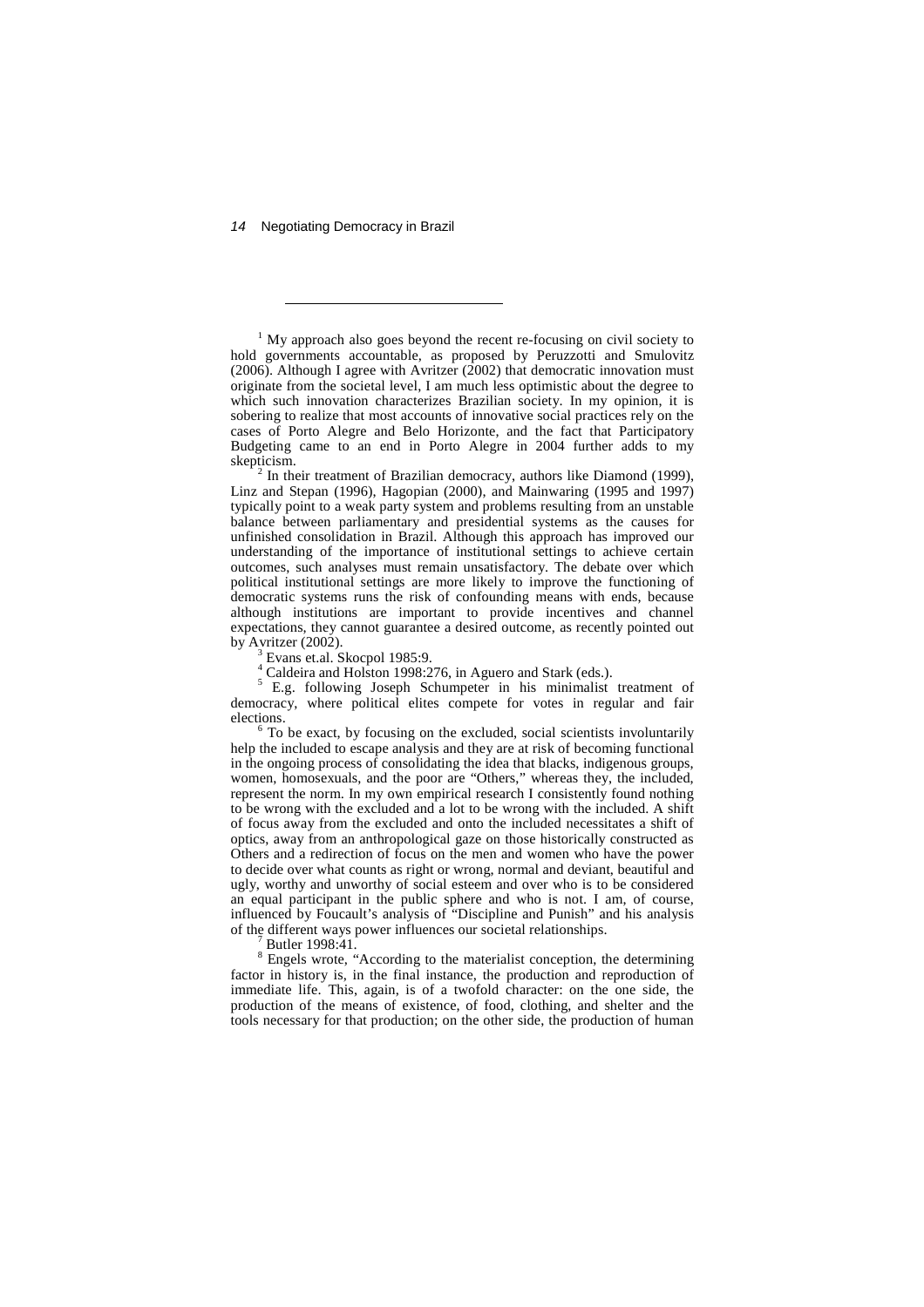---

[1] My approach also goes beyond the recent re-focusing on civil society to hold governments accountable, as proposed by Peruzzotti and Smulovitz (2006). Although I agree with Avritzer (2002) that democratic innovation must originate from the societal level, I am much less optimistic about the degree to which such innovation characterizes Brazilian society. In my opinion, it is sobering to realize that most accounts of innovative social practices rely on the cases of Porto Alegre and Belo Horizonte, and the fact that Participatory Budgeting came to an end in Porto Alegre in 2004 further adds to my skepticism.

[2] In their treatment of Brazilian democracy, authors like Diamond (1999), Linz and Stepan (1996), Hagopian (2000), and Mainwaring (1995 and 1997) typically point to a weak party system and problems resulting from an unstable balance between parliamentary and presidential systems as the causes for unfinished consolidation in Brazil. Although this approach has improved our understanding of the importance of institutional settings to achieve certain outcomes, such analyses must remain unsatisfactory. The debate over which political institutional settings are more likely to improve the functioning of democratic systems runs the risk of confounding means with ends, because although institutions are important to provide incentives and channel expectations, they cannot guarantee a desired outcome, as recently pointed out by Avritzer (2002).

[3] Evans et.al. Skocpol 1985:9.

[4] Caldeira and Holston 1998:276, in Aguero and Stark (eds.).

[5] E.g. following Joseph Schumpeter in his minimalist treatment of democracy, where political elites compete for votes in regular and fair elections.

[6] To be exact, by focusing on the excluded, social scientists involuntarily help the included to escape analysis and they are at risk of becoming functional in the ongoing process of consolidating the idea that blacks, indigenous groups, women, homosexuals, and the poor are "Others," whereas they, the included, represent the norm. In my own empirical research I consistently found nothing to be wrong with the excluded and a lot to be wrong with the included. A shift of focus away from the excluded and onto the included necessitates a shift of optics, away from an anthropological gaze on those historically constructed as Others and a redirection of focus on the men and women who have the power to decide over what counts as right or wrong, normal and deviant, beautiful and ugly, worthy and unworthy of social esteem and over who is to be considered an equal participant in the public sphere and who is not. I am, of course, influenced by Foucault's analysis of "Discipline and Punish" and his analysis of the different ways power influences our societal relationships.

[7] Butler 1998:41.

[8] Engels wrote, "According to the materialist conception, the determining factor in history is, in the final instance, the production and reproduction of immediate life. This, again, is of a twofold character: on the one side, the production of the means of existence, of food, clothing, and shelter and the tools necessary for that production; on the other side, the production of human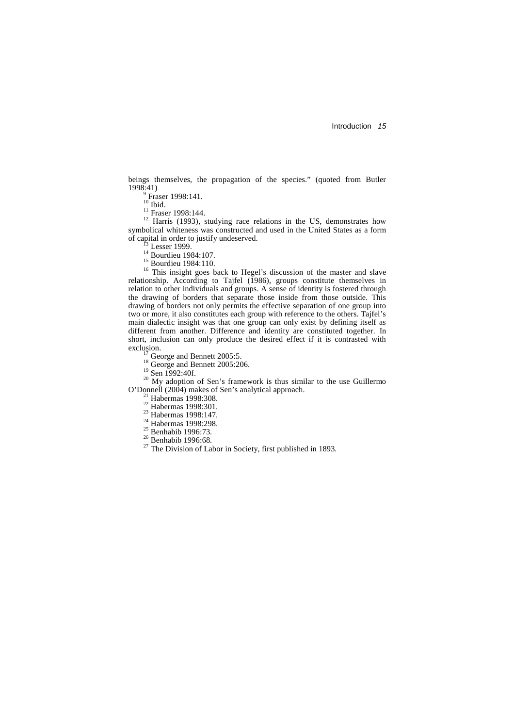beings themselves, the propagation of the species." (quoted from Butler 1998:41)

[9] Fraser 1998:141.

[10] Ibid.

[11] Fraser 1998:144.

[12] Harris (1993), studying race relations in the US, demonstrates how symbolical whiteness was constructed and used in the United States as a form of capital in order to justify undeserved.

[13] Lesser 1999.

[14] Bourdieu 1984:107.

[15] Bourdieu 1984:110.

[16] This insight goes back to Hegel's discussion of the master and slave relationship. According to Tajfel (1986), groups constitute themselves in relation to other individuals and groups. A sense of identity is fostered through the drawing of borders that separate those inside from those outside. This drawing of borders not only permits the effective separation of one group into two or more, it also constitutes each group with reference to the others. Tajfel's main dialectic insight was that one group can only exist by defining itself as different from another. Difference and identity are constituted together. In short, inclusion can only produce the desired effect if it is contrasted with exclusion.

[17] George and Bennett 2005:5.

[18] George and Bennett 2005:206.

[19] Sen 1992:40f.

[20] My adoption of Sen's framework is thus similar to the use Guillermo O'Donnell (2004) makes of Sen's analytical approach.

[21] Habermas 1998:308.

[22] Habermas 1998:301.

[23] Habermas 1998:147.

[24] Habermas 1998:298.

[25] Benhabib 1996:73.

[26] Benhabib 1996:68.

[27] The Division of Labor in Society, first published in 1893.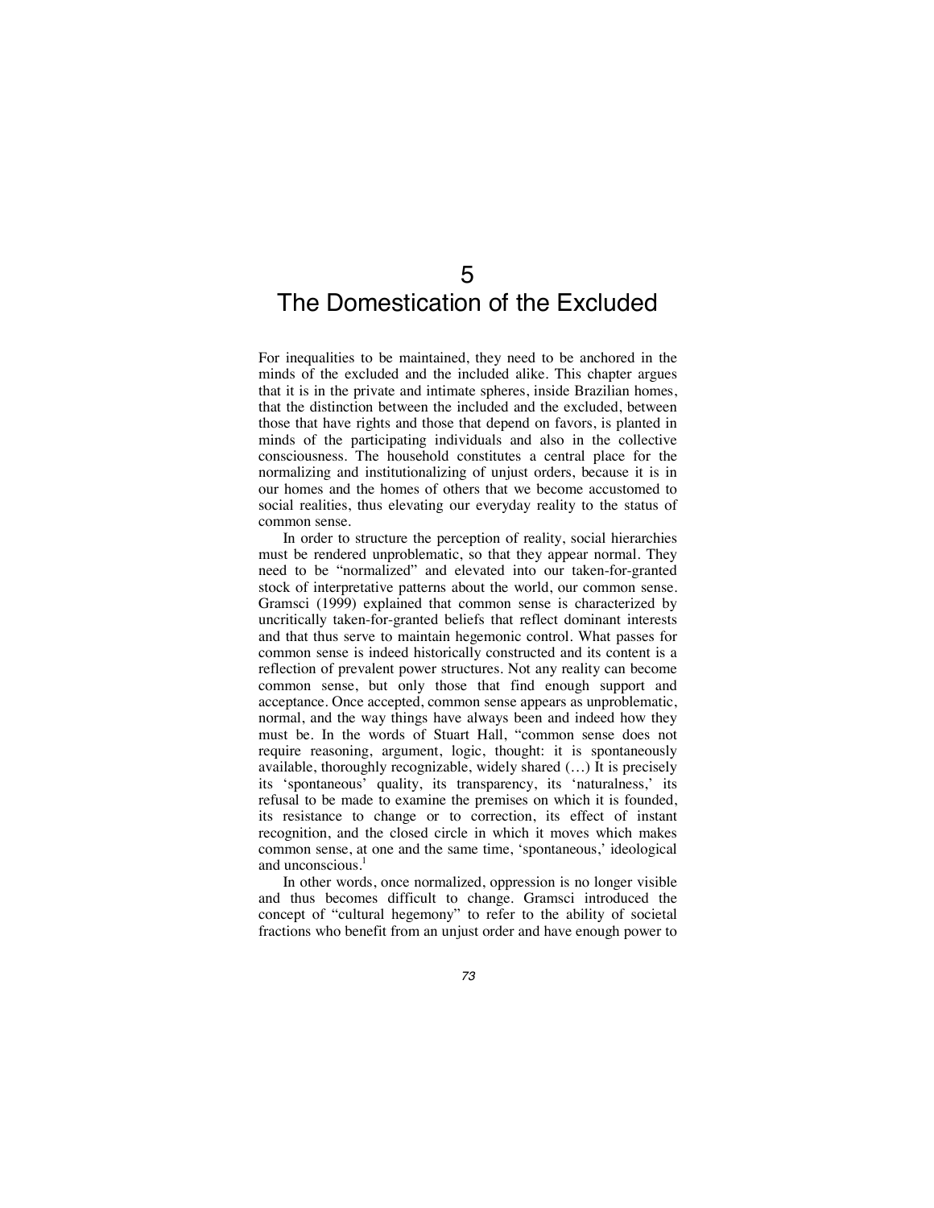# 5
# The Domestication of the Excluded

For inequalities to be maintained, they need to be anchored in the minds of the excluded and the included alike. This chapter argues that it is in the private and intimate spheres, inside Brazilian homes, that the distinction between the included and the excluded, between those that have rights and those that depend on favors, is planted in minds of the participating individuals and also in the collective consciousness. The household constitutes a central place for the normalizing and institutionalizing of unjust orders, because it is in our homes and the homes of others that we become accustomed to social realities, thus elevating our everyday reality to the status of common sense.

In order to structure the perception of reality, social hierarchies must be rendered unproblematic, so that they appear normal. They need to be "normalized" and elevated into our taken-for-granted stock of interpretative patterns about the world, our common sense. Gramsci (1999) explained that common sense is characterized by uncritically taken-for-granted beliefs that reflect dominant interests and that thus serve to maintain hegemonic control. What passes for common sense is indeed historically constructed and its content is a reflection of prevalent power structures. Not any reality can become common sense, but only those that find enough support and acceptance. Once accepted, common sense appears as unproblematic, normal, and the way things have always been and indeed how they must be. In the words of Stuart Hall, "common sense does not require reasoning, argument, logic, thought: it is spontaneously available, thoroughly recognizable, widely shared (…) It is precisely its 'spontaneous' quality, its transparency, its 'naturalness,' its refusal to be made to examine the premises on which it is founded, its resistance to change or to correction, its effect of instant recognition, and the closed circle in which it moves which makes common sense, at one and the same time, 'spontaneous,' ideological and unconscious.[1]

In other words, once normalized, oppression is no longer visible and thus becomes difficult to change. Gramsci introduced the concept of "cultural hegemony" to refer to the ability of societal fractions who benefit from an unjust order and have enough power to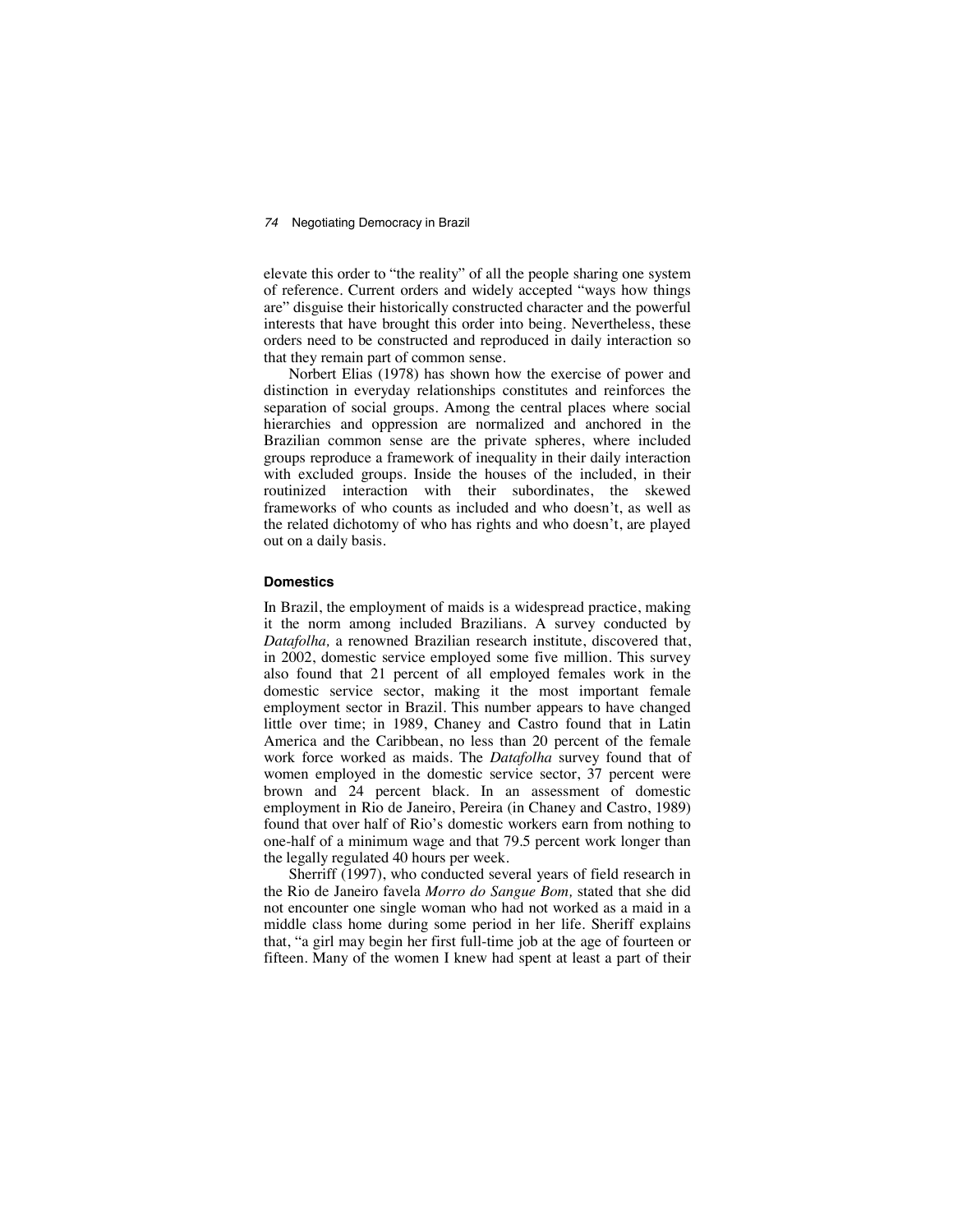elevate this order to "the reality" of all the people sharing one system of reference. Current orders and widely accepted "ways how things are" disguise their historically constructed character and the powerful interests that have brought this order into being. Nevertheless, these orders need to be constructed and reproduced in daily interaction so that they remain part of common sense.

Norbert Elias (1978) has shown how the exercise of power and distinction in everyday relationships constitutes and reinforces the separation of social groups. Among the central places where social hierarchies and oppression are normalized and anchored in the Brazilian common sense are the private spheres, where included groups reproduce a framework of inequality in their daily interaction with excluded groups. Inside the houses of the included, in their routinized interaction with their subordinates, the skewed frameworks of who counts as included and who doesn't, as well as the related dichotomy of who has rights and who doesn't, are played out on a daily basis.

### Domestics

In Brazil, the employment of maids is a widespread practice, making it the norm among included Brazilians. A survey conducted by *Datafolha,* a renowned Brazilian research institute, discovered that, in 2002, domestic service employed some five million. This survey also found that 21 percent of all employed females work in the domestic service sector, making it the most important female employment sector in Brazil. This number appears to have changed little over time; in 1989, Chaney and Castro found that in Latin America and the Caribbean, no less than 20 percent of the female work force worked as maids. The *Datafolha* survey found that of women employed in the domestic service sector, 37 percent were brown and 24 percent black. In an assessment of domestic employment in Rio de Janeiro, Pereira (in Chaney and Castro, 1989) found that over half of Rio's domestic workers earn from nothing to one-half of a minimum wage and that 79.5 percent work longer than the legally regulated 40 hours per week.

Sherriff (1997), who conducted several years of field research in the Rio de Janeiro favela *Morro do Sangue Bom,* stated that she did not encounter one single woman who had not worked as a maid in a middle class home during some period in her life. Sheriff explains that, "a girl may begin her first full-time job at the age of fourteen or fifteen. Many of the women I knew had spent at least a part of their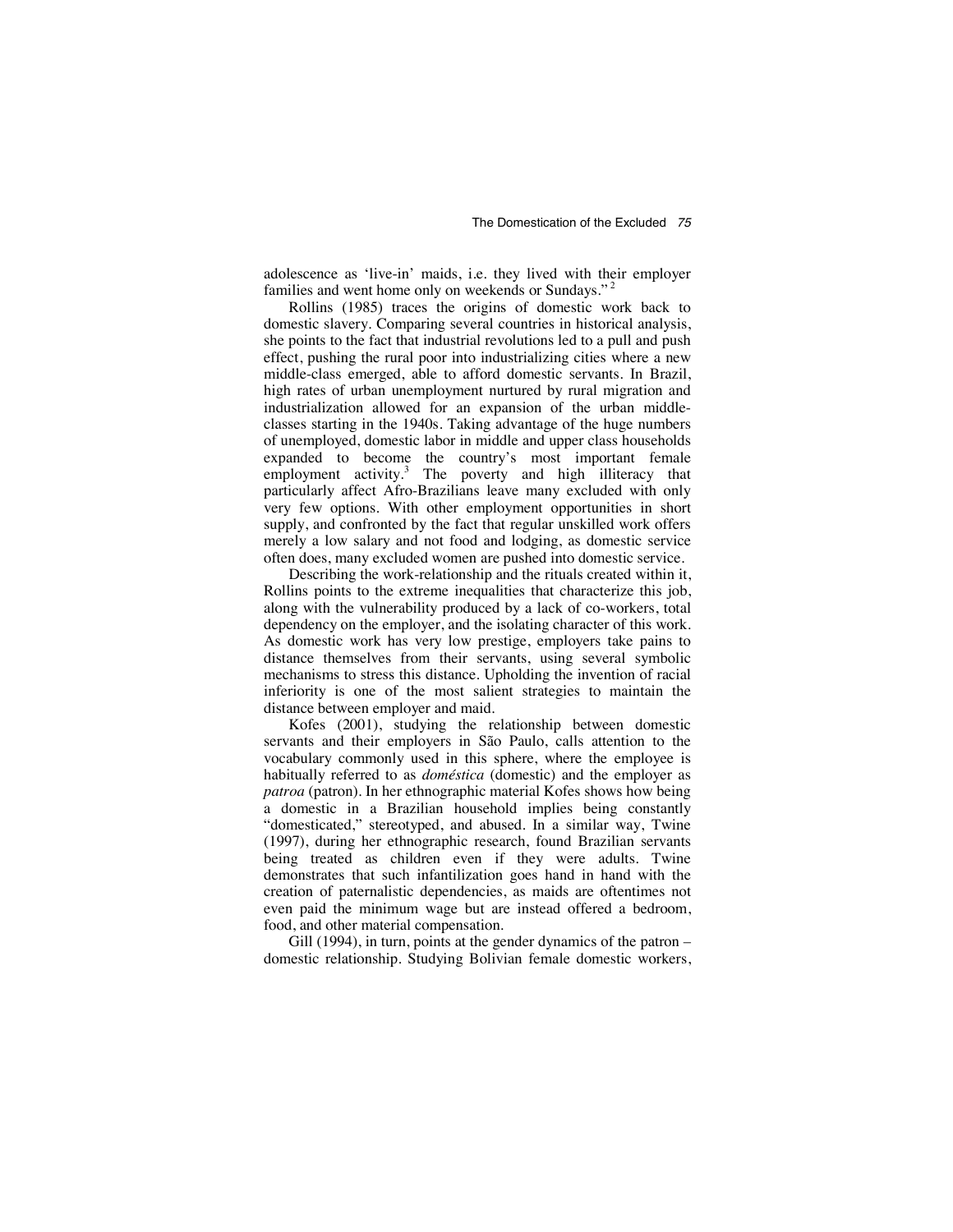adolescence as 'live-in' maids, i.e. they lived with their employer families and went home only on weekends or Sundays."[2]

Rollins (1985) traces the origins of domestic work back to domestic slavery. Comparing several countries in historical analysis, she points to the fact that industrial revolutions led to a pull and push effect, pushing the rural poor into industrializing cities where a new middle-class emerged, able to afford domestic servants. In Brazil, high rates of urban unemployment nurtured by rural migration and industrialization allowed for an expansion of the urban middle-classes starting in the 1940s. Taking advantage of the huge numbers of unemployed, domestic labor in middle and upper class households expanded to become the country's most important female employment activity.[3] The poverty and high illiteracy that particularly affect Afro-Brazilians leave many excluded with only very few options. With other employment opportunities in short supply, and confronted by the fact that regular unskilled work offers merely a low salary and not food and lodging, as domestic service often does, many excluded women are pushed into domestic service.

Describing the work-relationship and the rituals created within it, Rollins points to the extreme inequalities that characterize this job, along with the vulnerability produced by a lack of co-workers, total dependency on the employer, and the isolating character of this work. As domestic work has very low prestige, employers take pains to distance themselves from their servants, using several symbolic mechanisms to stress this distance. Upholding the invention of racial inferiority is one of the most salient strategies to maintain the distance between employer and maid.

Kofes (2001), studying the relationship between domestic servants and their employers in São Paulo, calls attention to the vocabulary commonly used in this sphere, where the employee is habitually referred to as *doméstica* (domestic) and the employer as *patroa* (patron). In her ethnographic material Kofes shows how being a domestic in a Brazilian household implies being constantly "domesticated," stereotyped, and abused. In a similar way, Twine (1997), during her ethnographic research, found Brazilian servants being treated as children even if they were adults. Twine demonstrates that such infantilization goes hand in hand with the creation of paternalistic dependencies, as maids are oftentimes not even paid the minimum wage but are instead offered a bedroom, food, and other material compensation.

Gill (1994), in turn, points at the gender dynamics of the patron – domestic relationship. Studying Bolivian female domestic workers,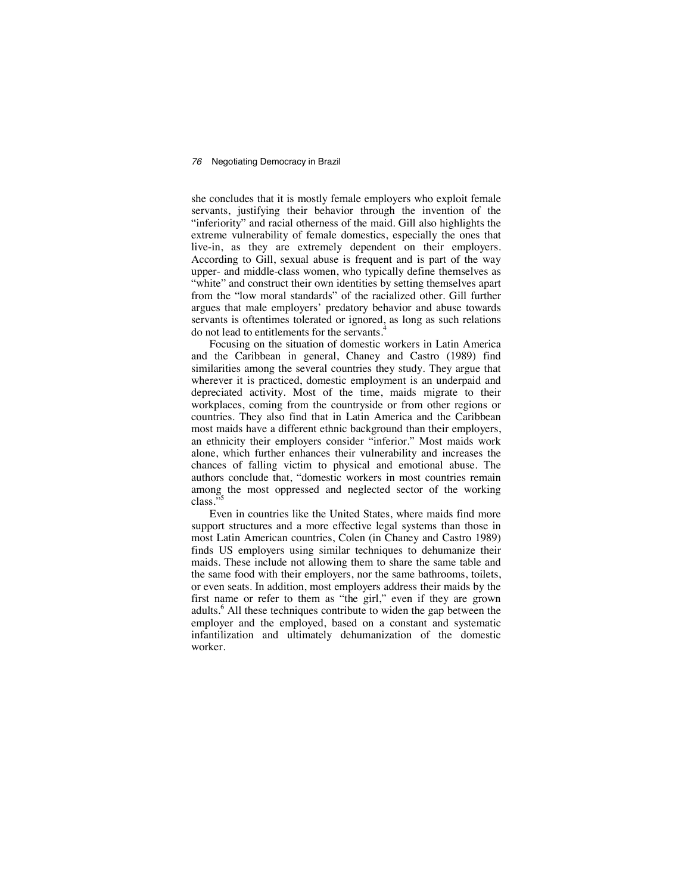she concludes that it is mostly female employers who exploit female servants, justifying their behavior through the invention of the "inferiority" and racial otherness of the maid. Gill also highlights the extreme vulnerability of female domestics, especially the ones that live-in, as they are extremely dependent on their employers. According to Gill, sexual abuse is frequent and is part of the way upper- and middle-class women, who typically define themselves as "white" and construct their own identities by setting themselves apart from the "low moral standards" of the racialized other. Gill further argues that male employers' predatory behavior and abuse towards servants is oftentimes tolerated or ignored, as long as such relations do not lead to entitlements for the servants.[4]

Focusing on the situation of domestic workers in Latin America and the Caribbean in general, Chaney and Castro (1989) find similarities among the several countries they study. They argue that wherever it is practiced, domestic employment is an underpaid and depreciated activity. Most of the time, maids migrate to their workplaces, coming from the countryside or from other regions or countries. They also find that in Latin America and the Caribbean most maids have a different ethnic background than their employers, an ethnicity their employers consider "inferior." Most maids work alone, which further enhances their vulnerability and increases the chances of falling victim to physical and emotional abuse. The authors conclude that, "domestic workers in most countries remain among the most oppressed and neglected sector of the working class."[5]

Even in countries like the United States, where maids find more support structures and a more effective legal systems than those in most Latin American countries, Colen (in Chaney and Castro 1989) finds US employers using similar techniques to dehumanize their maids. These include not allowing them to share the same table and the same food with their employers, nor the same bathrooms, toilets, or even seats. In addition, most employers address their maids by the first name or refer to them as "the girl," even if they are grown adults.[6] All these techniques contribute to widen the gap between the employer and the employed, based on a constant and systematic infantilization and ultimately dehumanization of the domestic worker.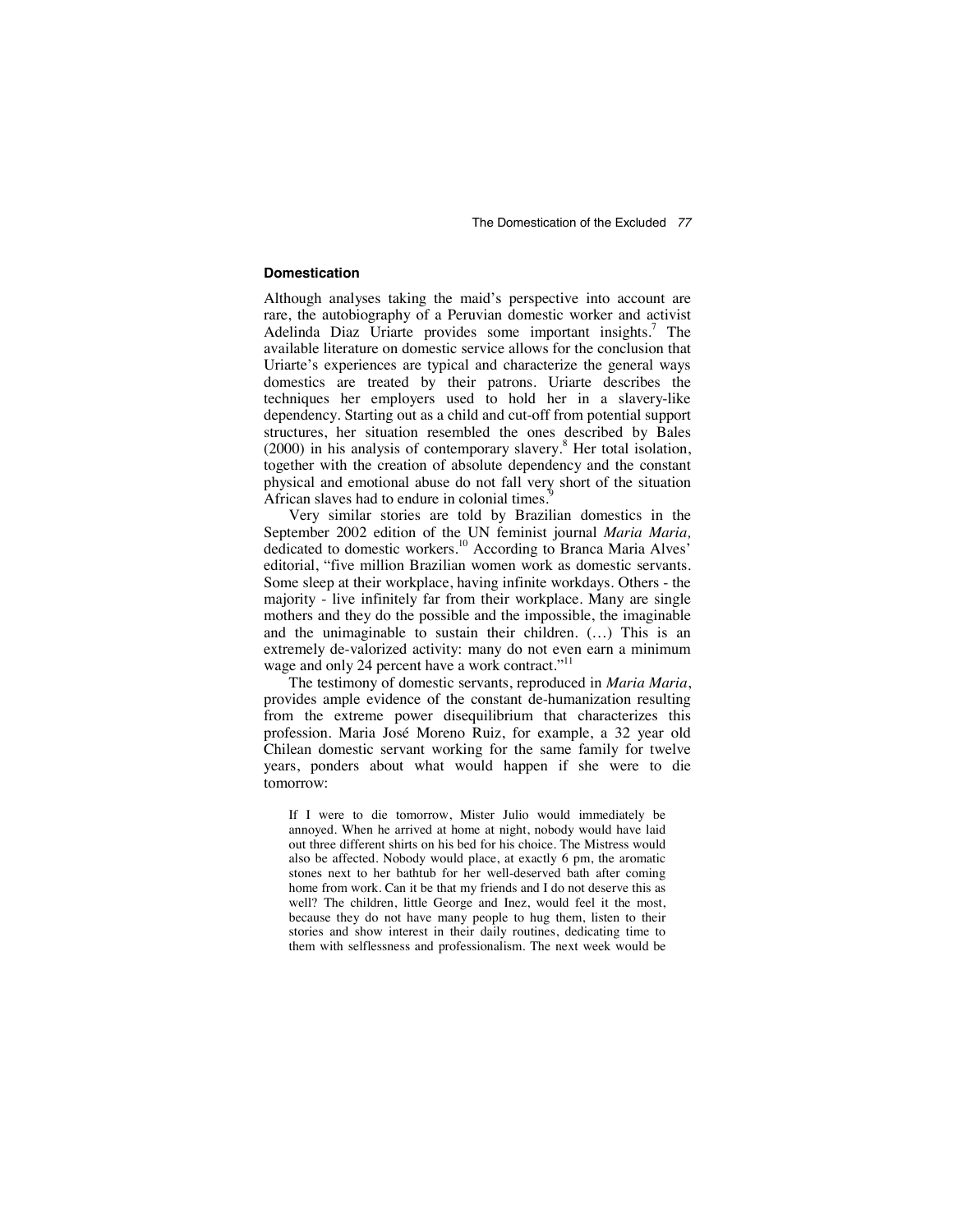## Domestication

Although analyses taking the maid's perspective into account are rare, the autobiography of a Peruvian domestic worker and activist Adelinda Diaz Uriarte provides some important insights.[7] The available literature on domestic service allows for the conclusion that Uriarte's experiences are typical and characterize the general ways domestics are treated by their patrons. Uriarte describes the techniques her employers used to hold her in a slavery-like dependency. Starting out as a child and cut-off from potential support structures, her situation resembled the ones described by Bales (2000) in his analysis of contemporary slavery.[8] Her total isolation, together with the creation of absolute dependency and the constant physical and emotional abuse do not fall very short of the situation African slaves had to endure in colonial times.[9]

Very similar stories are told by Brazilian domestics in the September 2002 edition of the UN feminist journal *Maria Maria,* dedicated to domestic workers.[10] According to Branca Maria Alves' editorial, "five million Brazilian women work as domestic servants. Some sleep at their workplace, having infinite workdays. Others - the majority - live infinitely far from their workplace. Many are single mothers and they do the possible and the impossible, the imaginable and the unimaginable to sustain their children. (…) This is an extremely de-valorized activity: many do not even earn a minimum wage and only 24 percent have a work contract."[11]

The testimony of domestic servants, reproduced in *Maria Maria*, provides ample evidence of the constant de-humanization resulting from the extreme power disequilibrium that characterizes this profession. Maria José Moreno Ruiz, for example, a 32 year old Chilean domestic servant working for the same family for twelve years, ponders about what would happen if she were to die tomorrow:

> If I were to die tomorrow, Mister Julio would immediately be annoyed. When he arrived at home at night, nobody would have laid out three different shirts on his bed for his choice. The Mistress would also be affected. Nobody would place, at exactly 6 pm, the aromatic stones next to her bathtub for her well-deserved bath after coming home from work. Can it be that my friends and I do not deserve this as well? The children, little George and Inez, would feel it the most, because they do not have many people to hug them, listen to their stories and show interest in their daily routines, dedicating time to them with selflessness and professionalism. The next week would be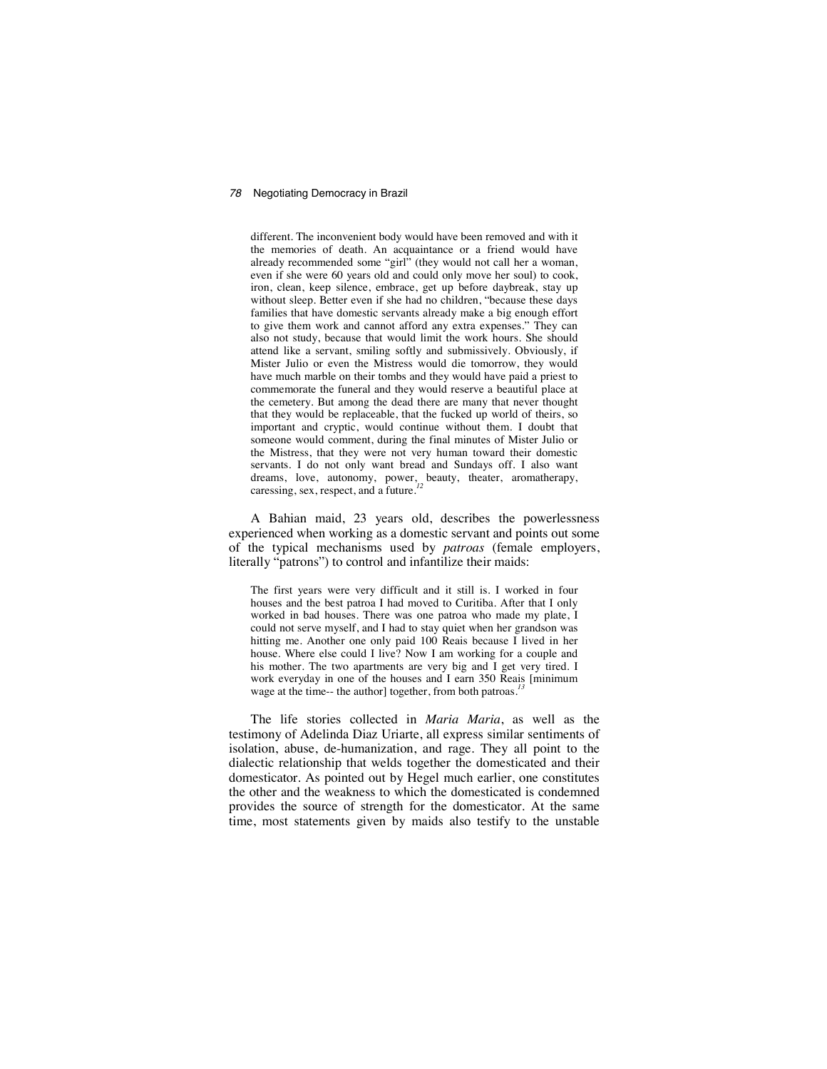> different. The inconvenient body would have been removed and with it the memories of death. An acquaintance or a friend would have already recommended some "girl" (they would not call her a woman, even if she were 60 years old and could only move her soul) to cook, iron, clean, keep silence, embrace, get up before daybreak, stay up without sleep. Better even if she had no children, "because these days families that have domestic servants already make a big enough effort to give them work and cannot afford any extra expenses." They can also not study, because that would limit the work hours. She should attend like a servant, smiling softly and submissively. Obviously, if Mister Julio or even the Mistress would die tomorrow, they would have much marble on their tombs and they would have paid a priest to commemorate the funeral and they would reserve a beautiful place at the cemetery. But among the dead there are many that never thought that they would be replaceable, that the fucked up world of theirs, so important and cryptic, would continue without them. I doubt that someone would comment, during the final minutes of Mister Julio or the Mistress, that they were not very human toward their domestic servants. I do not only want bread and Sundays off. I also want dreams, love, autonomy, power, beauty, theater, aromatherapy, caressing, sex, respect, and a future.[12]

A Bahian maid, 23 years old, describes the powerlessness experienced when working as a domestic servant and points out some of the typical mechanisms used by *patroas* (female employers, literally "patrons") to control and infantilize their maids:

> The first years were very difficult and it still is. I worked in four houses and the best patroa I had moved to Curitiba. After that I only worked in bad houses. There was one patroa who made my plate, I could not serve myself, and I had to stay quiet when her grandson was hitting me. Another one only paid 100 Reais because I lived in her house. Where else could I live? Now I am working for a couple and his mother. The two apartments are very big and I get very tired. I work everyday in one of the houses and I earn 350 Reais [minimum wage at the time-- the author] together, from both patroas.[13]

The life stories collected in *Maria Maria*, as well as the testimony of Adelinda Diaz Uriarte, all express similar sentiments of isolation, abuse, de-humanization, and rage. They all point to the dialectic relationship that welds together the domesticated and their domesticator. As pointed out by Hegel much earlier, one constitutes the other and the weakness to which the domesticated is condemned provides the source of strength for the domesticator. At the same time, most statements given by maids also testify to the unstable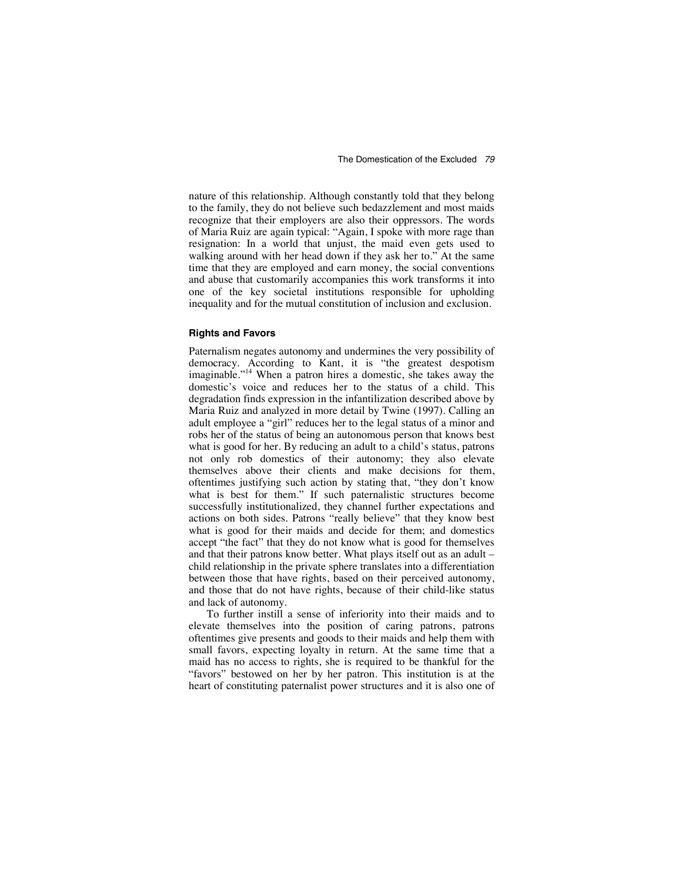nature of this relationship. Although constantly told that they belong to the family, they do not believe such bedazzlement and most maids recognize that their employers are also their oppressors. The words of Maria Ruiz are again typical: "Again, I spoke with more rage than resignation: In a world that unjust, the maid even gets used to walking around with her head down if they ask her to." At the same time that they are employed and earn money, the social conventions and abuse that customarily accompanies this work transforms it into one of the key societal institutions responsible for upholding inequality and for the mutual constitution of inclusion and exclusion.

### Rights and Favors

Paternalism negates autonomy and undermines the very possibility of democracy. According to Kant, it is "the greatest despotism imaginable."[14] When a patron hires a domestic, she takes away the domestic's voice and reduces her to the status of a child. This degradation finds expression in the infantilization described above by Maria Ruiz and analyzed in more detail by Twine (1997). Calling an adult employee a "girl" reduces her to the legal status of a minor and robs her of the status of being an autonomous person that knows best what is good for her. By reducing an adult to a child's status, patrons not only rob domestics of their autonomy; they also elevate themselves above their clients and make decisions for them, oftentimes justifying such action by stating that, "they don't know what is best for them." If such paternalistic structures become successfully institutionalized, they channel further expectations and actions on both sides. Patrons "really believe" that they know best what is good for their maids and decide for them; and domestics accept "the fact" that they do not know what is good for themselves and that their patrons know better. What plays itself out as an adult – child relationship in the private sphere translates into a differentiation between those that have rights, based on their perceived autonomy, and those that do not have rights, because of their child-like status and lack of autonomy.

To further instill a sense of inferiority into their maids and to elevate themselves into the position of caring patrons, patrons oftentimes give presents and goods to their maids and help them with small favors, expecting loyalty in return. At the same time that a maid has no access to rights, she is required to be thankful for the "favors" bestowed on her by her patron. This institution is at the heart of constituting paternalist power structures and it is also one of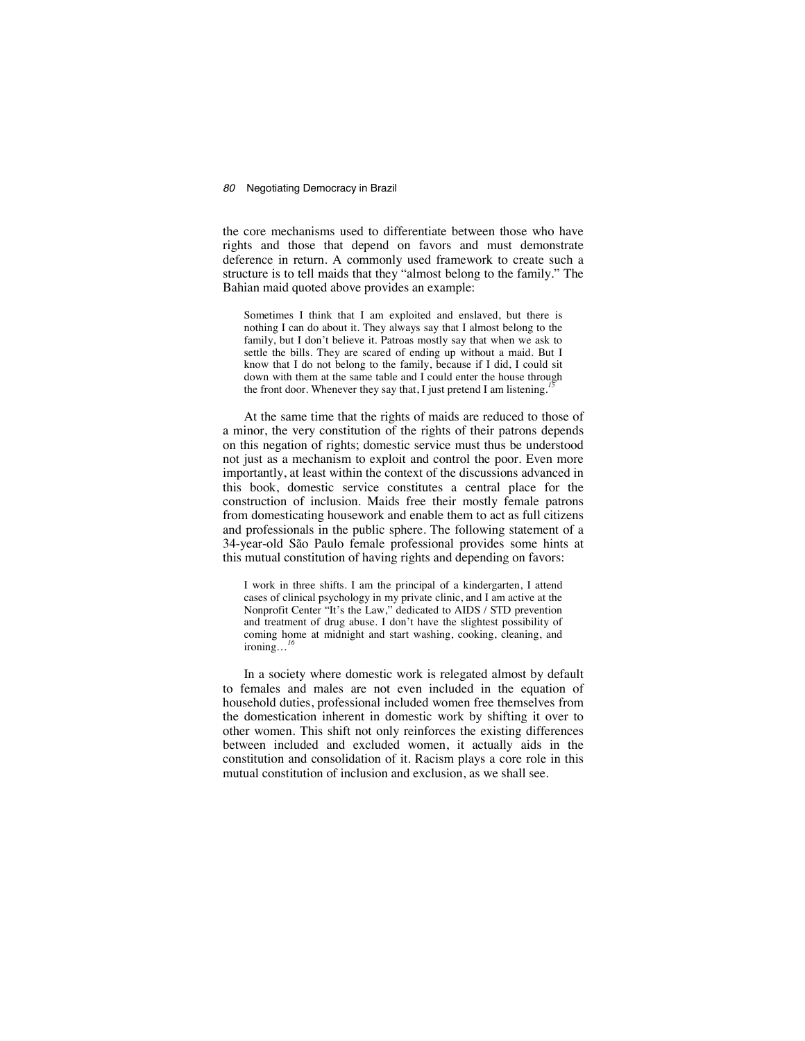the core mechanisms used to differentiate between those who have rights and those that depend on favors and must demonstrate deference in return. A commonly used framework to create such a structure is to tell maids that they "almost belong to the family." The Bahian maid quoted above provides an example:

> Sometimes I think that I am exploited and enslaved, but there is nothing I can do about it. They always say that I almost belong to the family, but I don't believe it. Patroas mostly say that when we ask to settle the bills. They are scared of ending up without a maid. But I know that I do not belong to the family, because if I did, I could sit down with them at the same table and I could enter the house through the front door. Whenever they say that, I just pretend I am listening.[15]

At the same time that the rights of maids are reduced to those of a minor, the very constitution of the rights of their patrons depends on this negation of rights; domestic service must thus be understood not just as a mechanism to exploit and control the poor. Even more importantly, at least within the context of the discussions advanced in this book, domestic service constitutes a central place for the construction of inclusion. Maids free their mostly female patrons from domesticating housework and enable them to act as full citizens and professionals in the public sphere. The following statement of a 34-year-old São Paulo female professional provides some hints at this mutual constitution of having rights and depending on favors:

> I work in three shifts. I am the principal of a kindergarten, I attend cases of clinical psychology in my private clinic, and I am active at the Nonprofit Center "It's the Law," dedicated to AIDS / STD prevention and treatment of drug abuse. I don't have the slightest possibility of coming home at midnight and start washing, cooking, cleaning, and ironing…[16]

In a society where domestic work is relegated almost by default to females and males are not even included in the equation of household duties, professional included women free themselves from the domestication inherent in domestic work by shifting it over to other women. This shift not only reinforces the existing differences between included and excluded women, it actually aids in the constitution and consolidation of it. Racism plays a core role in this mutual constitution of inclusion and exclusion, as we shall see.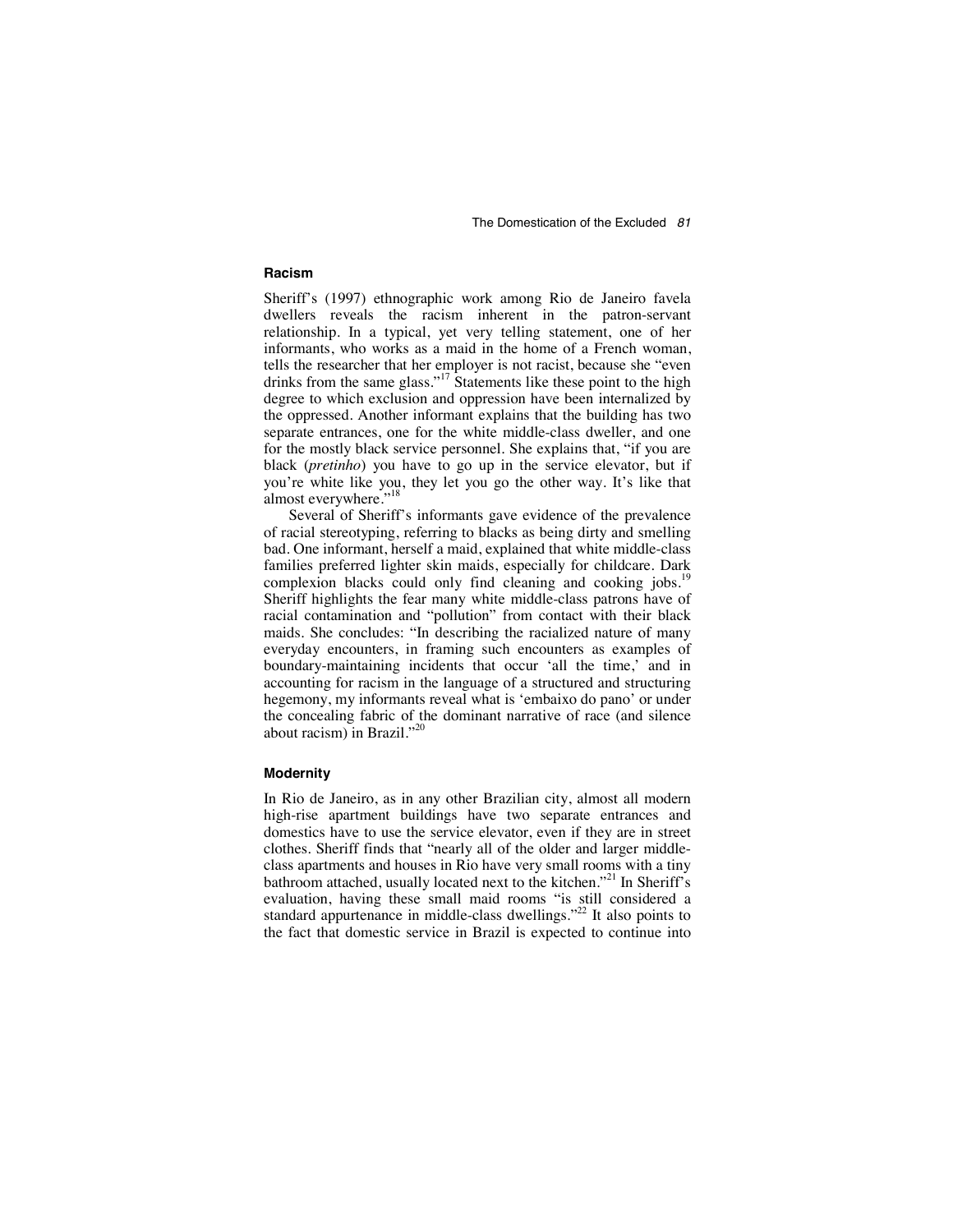### Racism

Sheriff's (1997) ethnographic work among Rio de Janeiro favela dwellers reveals the racism inherent in the patron-servant relationship. In a typical, yet very telling statement, one of her informants, who works as a maid in the home of a French woman, tells the researcher that her employer is not racist, because she "even drinks from the same glass."[17] Statements like these point to the high degree to which exclusion and oppression have been internalized by the oppressed. Another informant explains that the building has two separate entrances, one for the white middle-class dweller, and one for the mostly black service personnel. She explains that, "if you are black (*pretinho*) you have to go up in the service elevator, but if you're white like you, they let you go the other way. It's like that almost everywhere."[18]

Several of Sheriff's informants gave evidence of the prevalence of racial stereotyping, referring to blacks as being dirty and smelling bad. One informant, herself a maid, explained that white middle-class families preferred lighter skin maids, especially for childcare. Dark complexion blacks could only find cleaning and cooking jobs.[19] Sheriff highlights the fear many white middle-class patrons have of racial contamination and "pollution" from contact with their black maids. She concludes: "In describing the racialized nature of many everyday encounters, in framing such encounters as examples of boundary-maintaining incidents that occur 'all the time,' and in accounting for racism in the language of a structured and structuring hegemony, my informants reveal what is 'embaixo do pano' or under the concealing fabric of the dominant narrative of race (and silence about racism) in Brazil."[20]

### Modernity

In Rio de Janeiro, as in any other Brazilian city, almost all modern high-rise apartment buildings have two separate entrances and domestics have to use the service elevator, even if they are in street clothes. Sheriff finds that "nearly all of the older and larger middle-class apartments and houses in Rio have very small rooms with a tiny bathroom attached, usually located next to the kitchen."[21] In Sheriff's evaluation, having these small maid rooms "is still considered a standard appurtenance in middle-class dwellings."[22] It also points to the fact that domestic service in Brazil is expected to continue into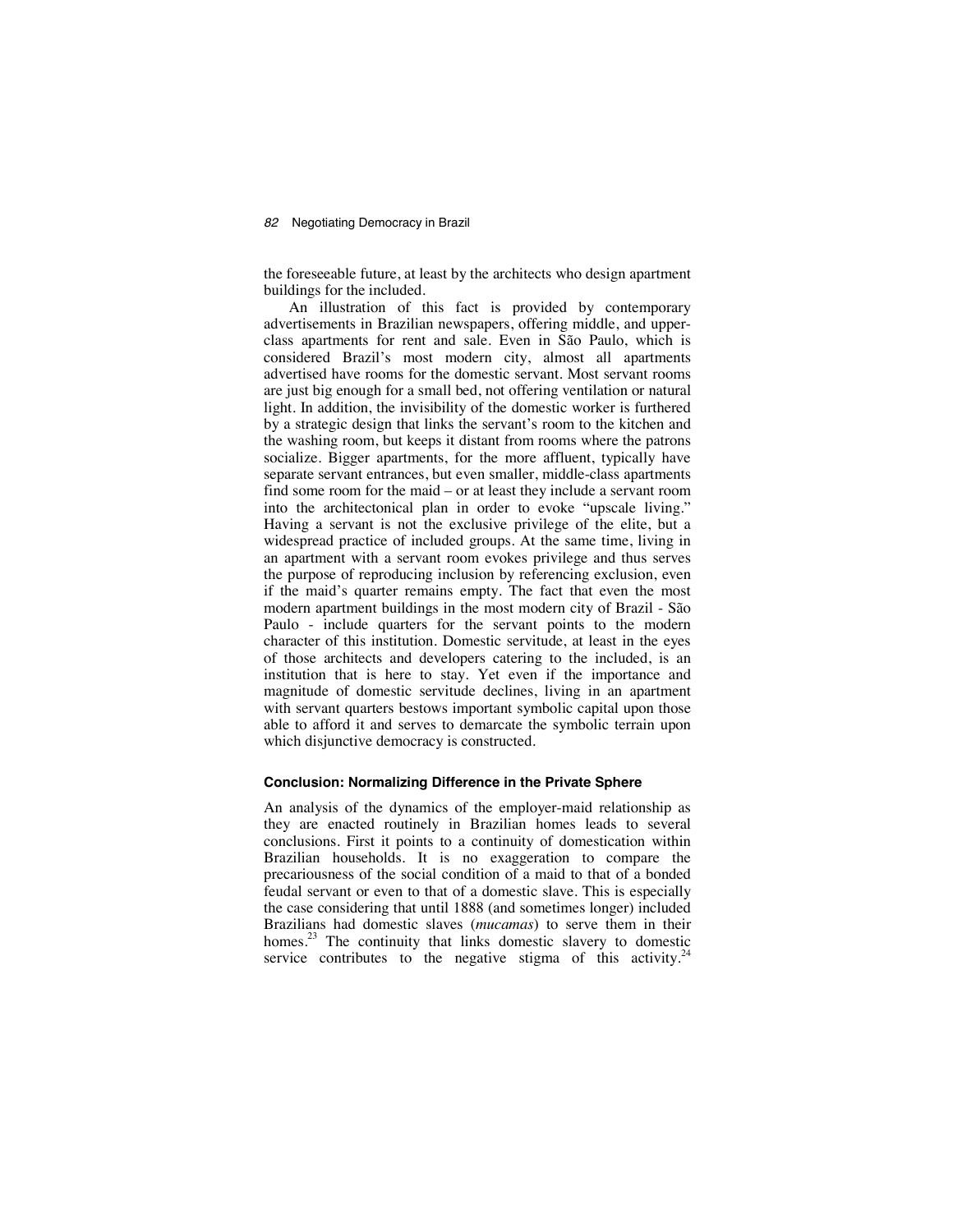the foreseeable future, at least by the architects who design apartment buildings for the included.

An illustration of this fact is provided by contemporary advertisements in Brazilian newspapers, offering middle, and upper-class apartments for rent and sale. Even in São Paulo, which is considered Brazil's most modern city, almost all apartments advertised have rooms for the domestic servant. Most servant rooms are just big enough for a small bed, not offering ventilation or natural light. In addition, the invisibility of the domestic worker is furthered by a strategic design that links the servant's room to the kitchen and the washing room, but keeps it distant from rooms where the patrons socialize. Bigger apartments, for the more affluent, typically have separate servant entrances, but even smaller, middle-class apartments find some room for the maid – or at least they include a servant room into the architectonical plan in order to evoke "upscale living." Having a servant is not the exclusive privilege of the elite, but a widespread practice of included groups. At the same time, living in an apartment with a servant room evokes privilege and thus serves the purpose of reproducing inclusion by referencing exclusion, even if the maid's quarter remains empty. The fact that even the most modern apartment buildings in the most modern city of Brazil - São Paulo - include quarters for the servant points to the modern character of this institution. Domestic servitude, at least in the eyes of those architects and developers catering to the included, is an institution that is here to stay. Yet even if the importance and magnitude of domestic servitude declines, living in an apartment with servant quarters bestows important symbolic capital upon those able to afford it and serves to demarcate the symbolic terrain upon which disjunctive democracy is constructed.

### Conclusion: Normalizing Difference in the Private Sphere

An analysis of the dynamics of the employer-maid relationship as they are enacted routinely in Brazilian homes leads to several conclusions. First it points to a continuity of domestication within Brazilian households. It is no exaggeration to compare the precariousness of the social condition of a maid to that of a bonded feudal servant or even to that of a domestic slave. This is especially the case considering that until 1888 (and sometimes longer) included Brazilians had domestic slaves (*mucamas*) to serve them in their homes.[23] The continuity that links domestic slavery to domestic service contributes to the negative stigma of this activity.[24]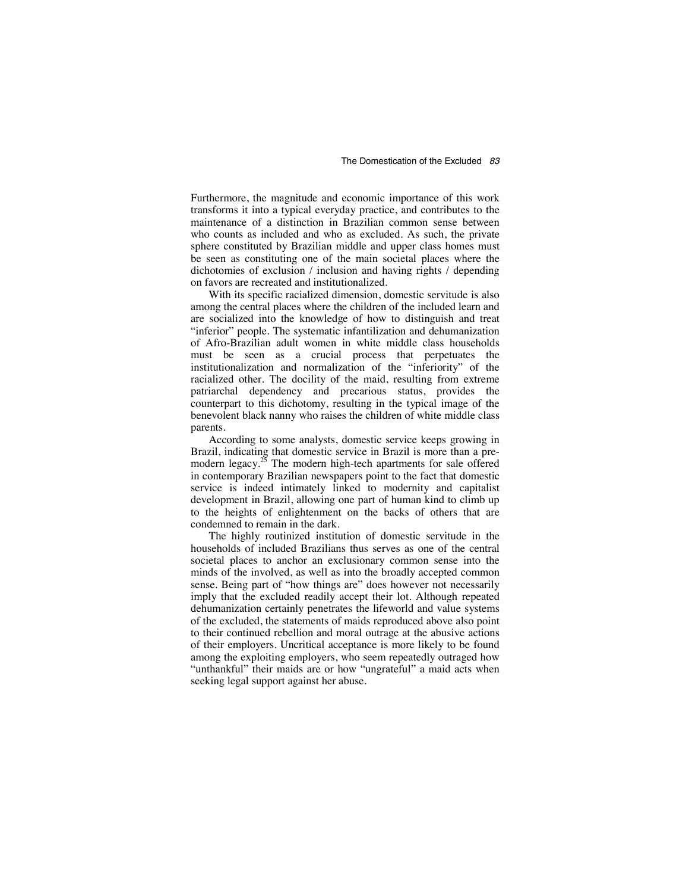Furthermore, the magnitude and economic importance of this work transforms it into a typical everyday practice, and contributes to the maintenance of a distinction in Brazilian common sense between who counts as included and who as excluded. As such, the private sphere constituted by Brazilian middle and upper class homes must be seen as constituting one of the main societal places where the dichotomies of exclusion / inclusion and having rights / depending on favors are recreated and institutionalized.

With its specific racialized dimension, domestic servitude is also among the central places where the children of the included learn and are socialized into the knowledge of how to distinguish and treat "inferior" people. The systematic infantilization and dehumanization of Afro-Brazilian adult women in white middle class households must be seen as a crucial process that perpetuates the institutionalization and normalization of the "inferiority" of the racialized other. The docility of the maid, resulting from extreme patriarchal dependency and precarious status, provides the counterpart to this dichotomy, resulting in the typical image of the benevolent black nanny who raises the children of white middle class parents.

According to some analysts, domestic service keeps growing in Brazil, indicating that domestic service in Brazil is more than a pre-modern legacy.[25] The modern high-tech apartments for sale offered in contemporary Brazilian newspapers point to the fact that domestic service is indeed intimately linked to modernity and capitalist development in Brazil, allowing one part of human kind to climb up to the heights of enlightenment on the backs of others that are condemned to remain in the dark.

The highly routinized institution of domestic servitude in the households of included Brazilians thus serves as one of the central societal places to anchor an exclusionary common sense into the minds of the involved, as well as into the broadly accepted common sense. Being part of "how things are" does however not necessarily imply that the excluded readily accept their lot. Although repeated dehumanization certainly penetrates the lifeworld and value systems of the excluded, the statements of maids reproduced above also point to their continued rebellion and moral outrage at the abusive actions of their employers. Uncritical acceptance is more likely to be found among the exploiting employers, who seem repeatedly outraged how "unthankful" their maids are or how "ungrateful" a maid acts when seeking legal support against her abuse.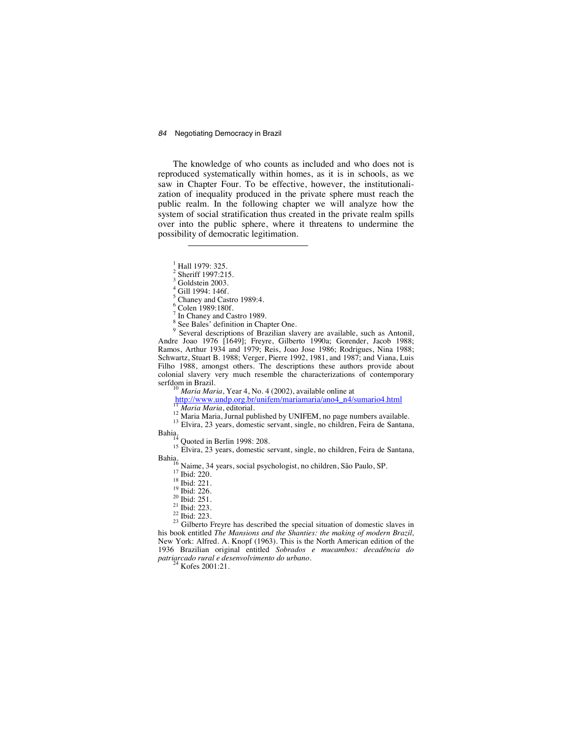The knowledge of who counts as included and who does not is reproduced systematically within homes, as it is in schools, as we saw in Chapter Four. To be effective, however, the institutionalization of inequality produced in the private sphere must reach the public realm. In the following chapter we will analyze how the system of social stratification thus created in the private realm spills over into the public sphere, where it threatens to undermine the possibility of democratic legitimation.

---

[1] Hall 1979: 325.

[2] Sheriff 1997:215.

[3] Goldstein 2003.

[4] Gill 1994: 146f.

[5] Chaney and Castro 1989:4.

[6] Colen 1989:180f.

[7] In Chaney and Castro 1989.

[8] See Bales' definition in Chapter One.

[9] Several descriptions of Brazilian slavery are available, such as Antonil, Andre Joao 1976 [1649]; Freyre, Gilberto 1990a; Gorender, Jacob 1988; Ramos, Arthur 1934 and 1979; Reis, Joao Jose 1986; Rodrigues, Nina 1988; Schwartz, Stuart B. 1988; Verger, Pierre 1992, 1981, and 1987; and Viana, Luis Filho 1988, amongst others. The descriptions these authors provide about colonial slavery very much resemble the characterizations of contemporary serfdom in Brazil.

[10] *Maria Maria*, Year 4, No. 4 (2002), available online at http://www.undp.org.br/unifem/mariamaria/ano4_n4/sumario4.html

[11] *Maria Maria*, editorial.

[12] Maria Maria, Jurnal published by UNIFEM, no page numbers available.

[13] Elvira, 23 years, domestic servant, single, no children, Feira de Santana, Bahia.

[14] Quoted in Berlin 1998: 208.

[15] Elvira, 23 years, domestic servant, single, no children, Feira de Santana, Bahia.

[16] Naime, 34 years, social psychologist, no children, São Paulo, SP.

[17] Ibid: 220.

[18] Ibid: 221.

[19] Ibid: 226.

[20] Ibid: 251.

[21] Ibid: 223.

[22] Ibid: 223.

[23] Gilberto Freyre has described the special situation of domestic slaves in his book entitled *The Mansions and the Shanties: the making of modern Brazil,* New York: Alfred. A. Knopf (1963). This is the North American edition of the 1936 Brazilian original entitled *Sobrados e mucambos: decadência do patriarcado rural e desenvolvimento do urbano*.

[24] Kofes 2001:21.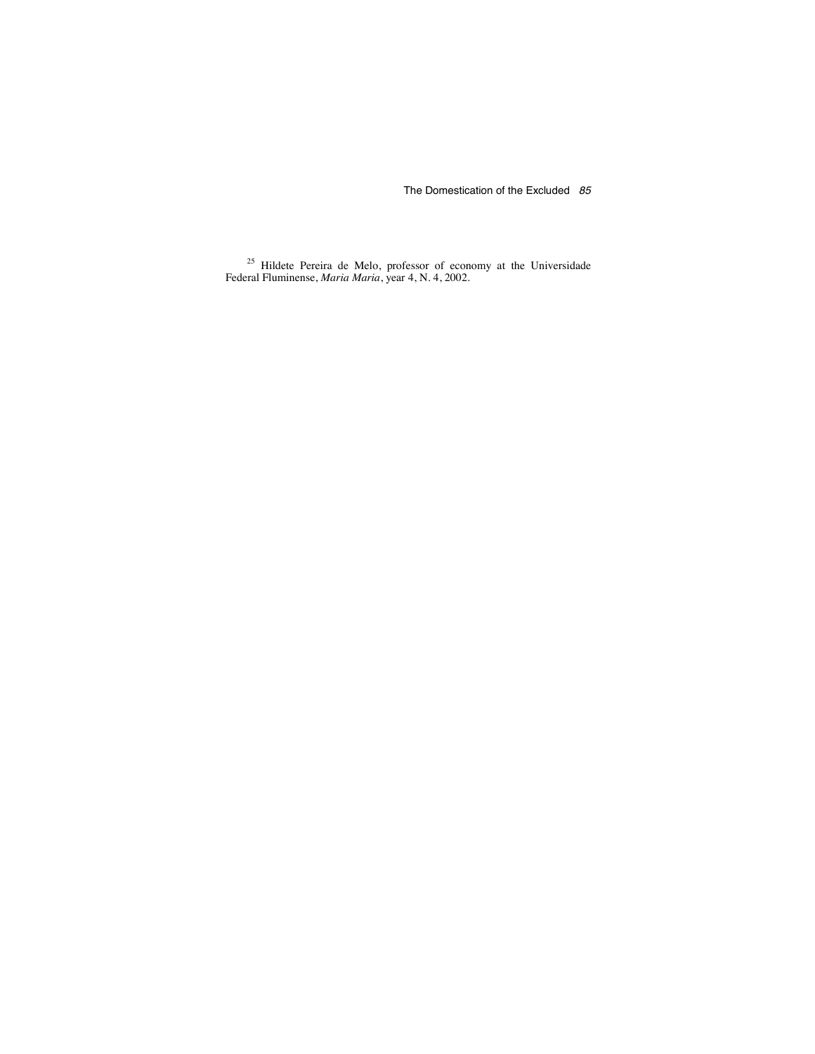[25] Hildete Pereira de Melo, professor of economy at the Universidade Federal Fluminense, *Maria Maria*, year 4, N. 4, 2002.